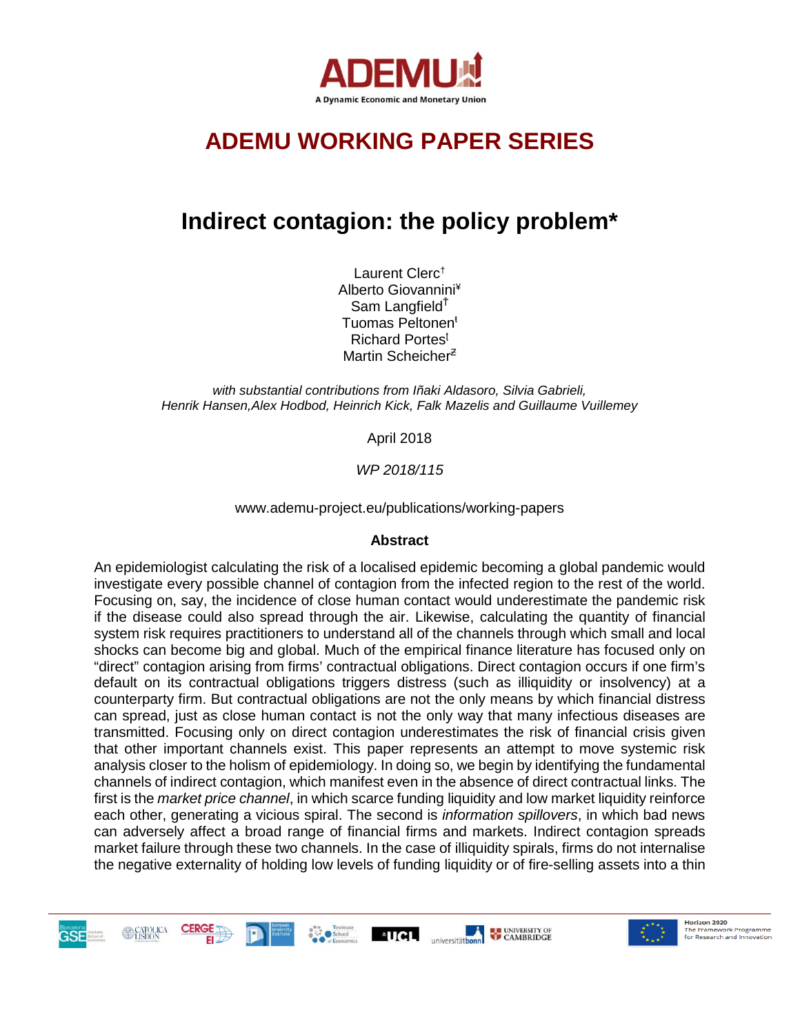ADEMU

A Dynamic Economic and Monetary Union

# ADEMU WORKING PAPER SERIES

## Indirect contagion: the policy problem*

Laurent Clerc[†]
Alberto Giovannini[¥]
Sam Langfield[Ŧ]
Tuomas Peltonen[ŧ]
Richard Portes[ŧ]
Martin Scheicher[Ƶ]

*with substantial contributions from Iñaki Aldasoro, Silvia Gabrieli, Henrik Hansen,Alex Hodbod, Heinrich Kick, Falk Mazelis and Guillaume Vuillemey*

April 2018

*WP 2018/115*

www.ademu-project.eu/publications/working-papers

### Abstract

An epidemiologist calculating the risk of a localised epidemic becoming a global pandemic would investigate every possible channel of contagion from the infected region to the rest of the world. Focusing on, say, the incidence of close human contact would underestimate the pandemic risk if the disease could also spread through the air. Likewise, calculating the quantity of financial system risk requires practitioners to understand all of the channels through which small and local shocks can become big and global. Much of the empirical finance literature has focused only on "direct" contagion arising from firms' contractual obligations. Direct contagion occurs if one firm's default on its contractual obligations triggers distress (such as illiquidity or insolvency) at a counterparty firm. But contractual obligations are not the only means by which financial distress can spread, just as close human contact is not the only way that many infectious diseases are transmitted. Focusing only on direct contagion underestimates the risk of financial crisis given that other important channels exist. This paper represents an attempt to move systemic risk analysis closer to the holism of epidemiology. In doing so, we begin by identifying the fundamental channels of indirect contagion, which manifest even in the absence of direct contractual links. The first is the *market price channel*, in which scarce funding liquidity and low market liquidity reinforce each other, generating a vicious spiral. The second is *information spillovers*, in which bad news can adversely affect a broad range of financial firms and markets. Indirect contagion spreads market failure through these two channels. In the case of illiquidity spirals, firms do not internalise the negative externality of holding low levels of funding liquidity or of fire-selling assets into a thin

Horizon 2020
The Framework Programme for Research and Innovation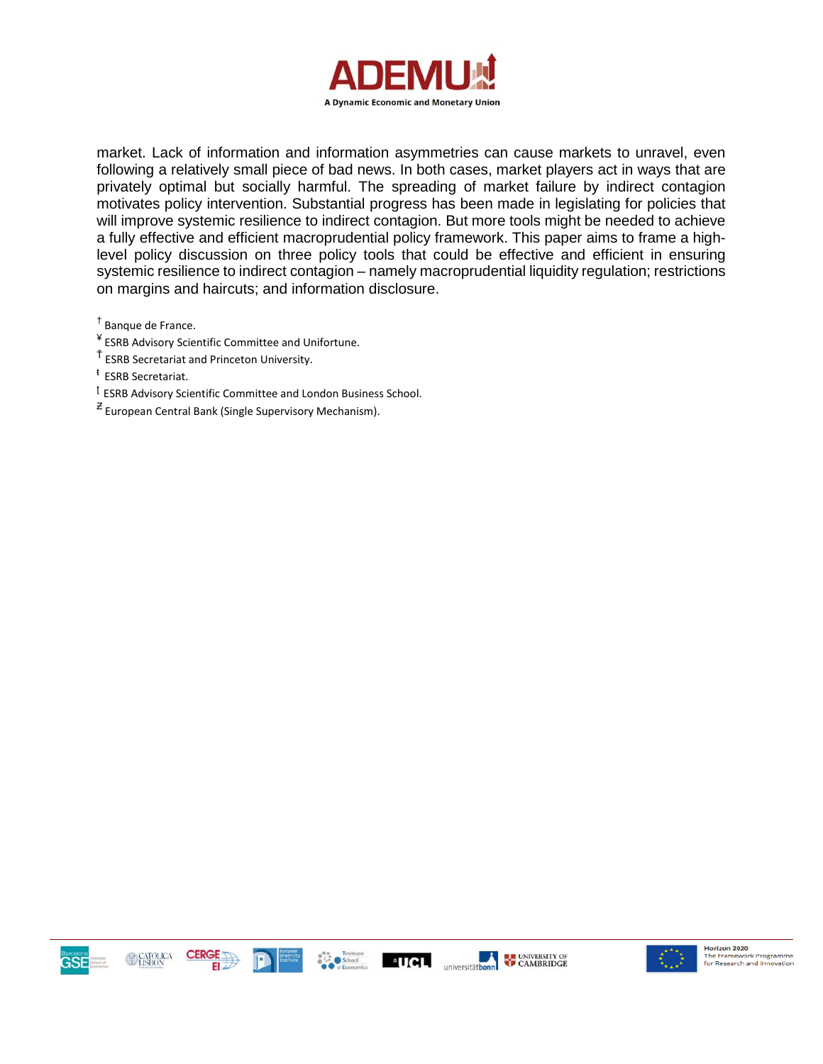market. Lack of information and information asymmetries can cause markets to unravel, even following a relatively small piece of bad news. In both cases, market players act in ways that are privately optimal but socially harmful. The spreading of market failure by indirect contagion motivates policy intervention. Substantial progress has been made in legislating for policies that will improve systemic resilience to indirect contagion. But more tools might be needed to achieve a fully effective and efficient macroprudential policy framework. This paper aims to frame a high-level policy discussion on three policy tools that could be effective and efficient in ensuring systemic resilience to indirect contagion – namely macroprudential liquidity regulation; restrictions on margins and haircuts; and information disclosure.

[†] Banque de France.

[¥] ESRB Advisory Scientific Committee and Unifortune.

[Ϯ] ESRB Secretariat and Princeton University.

[ŧ] ESRB Secretariat.

[ƚ] ESRB Advisory Scientific Committee and London Business School.

[Ƶ] European Central Bank (Single Supervisory Mechanism).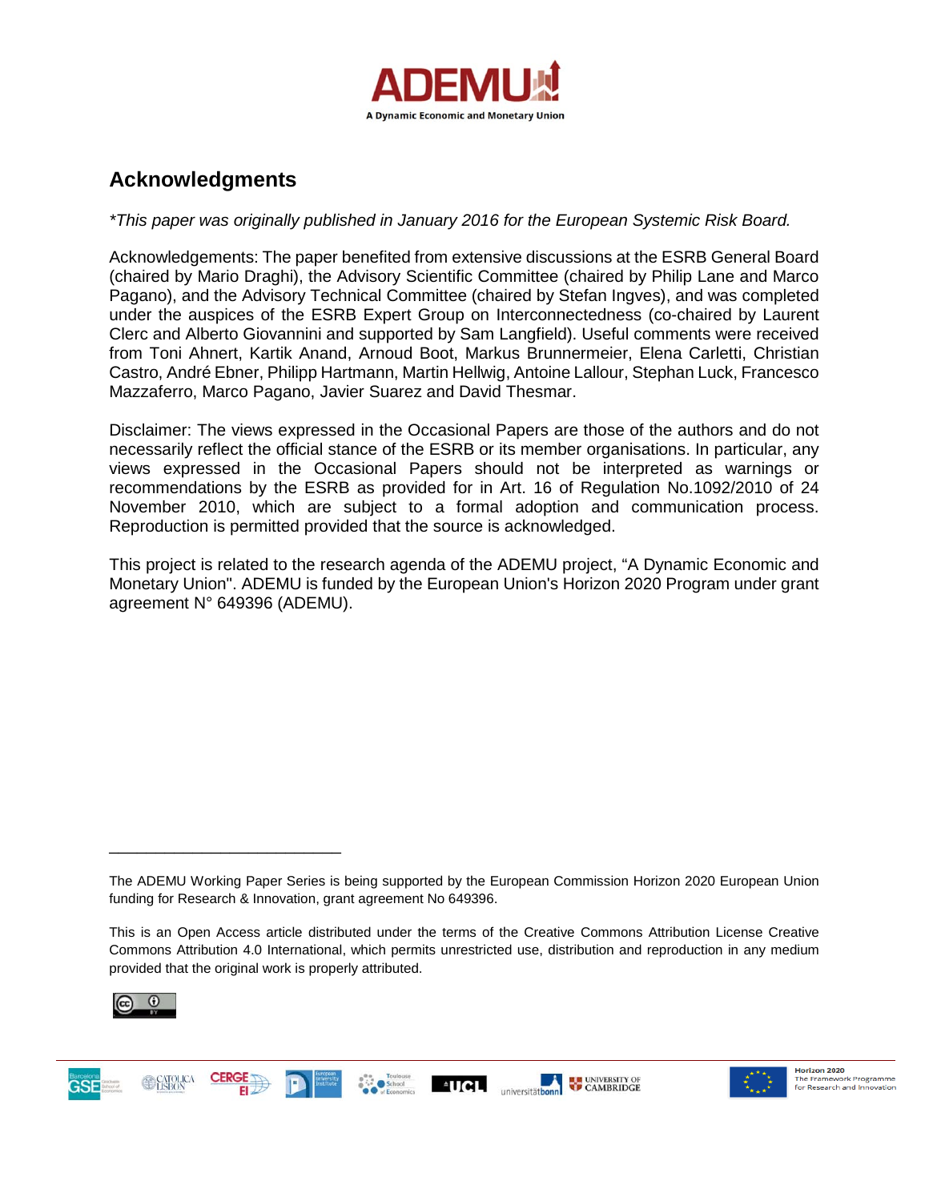## Acknowledgments

*\*This paper was originally published in January 2016 for the European Systemic Risk Board.*

Acknowledgements: The paper benefited from extensive discussions at the ESRB General Board (chaired by Mario Draghi), the Advisory Scientific Committee (chaired by Philip Lane and Marco Pagano), and the Advisory Technical Committee (chaired by Stefan Ingves), and was completed under the auspices of the ESRB Expert Group on Interconnectedness (co-chaired by Laurent Clerc and Alberto Giovannini and supported by Sam Langfield). Useful comments were received from Toni Ahnert, Kartik Anand, Arnoud Boot, Markus Brunnermeier, Elena Carletti, Christian Castro, André Ebner, Philipp Hartmann, Martin Hellwig, Antoine Lallour, Stephan Luck, Francesco Mazzaferro, Marco Pagano, Javier Suarez and David Thesmar.

Disclaimer: The views expressed in the Occasional Papers are those of the authors and do not necessarily reflect the official stance of the ESRB or its member organisations. In particular, any views expressed in the Occasional Papers should not be interpreted as warnings or recommendations by the ESRB as provided for in Art. 16 of Regulation No.1092/2010 of 24 November 2010, which are subject to a formal adoption and communication process. Reproduction is permitted provided that the source is acknowledged.

This project is related to the research agenda of the ADEMU project, "A Dynamic Economic and Monetary Union". ADEMU is funded by the European Union's Horizon 2020 Program under grant agreement N° 649396 (ADEMU).

---

The ADEMU Working Paper Series is being supported by the European Commission Horizon 2020 European Union funding for Research & Innovation, grant agreement No 649396.

This is an Open Access article distributed under the terms of the Creative Commons Attribution License Creative Commons Attribution 4.0 International, which permits unrestricted use, distribution and reproduction in any medium provided that the original work is properly attributed.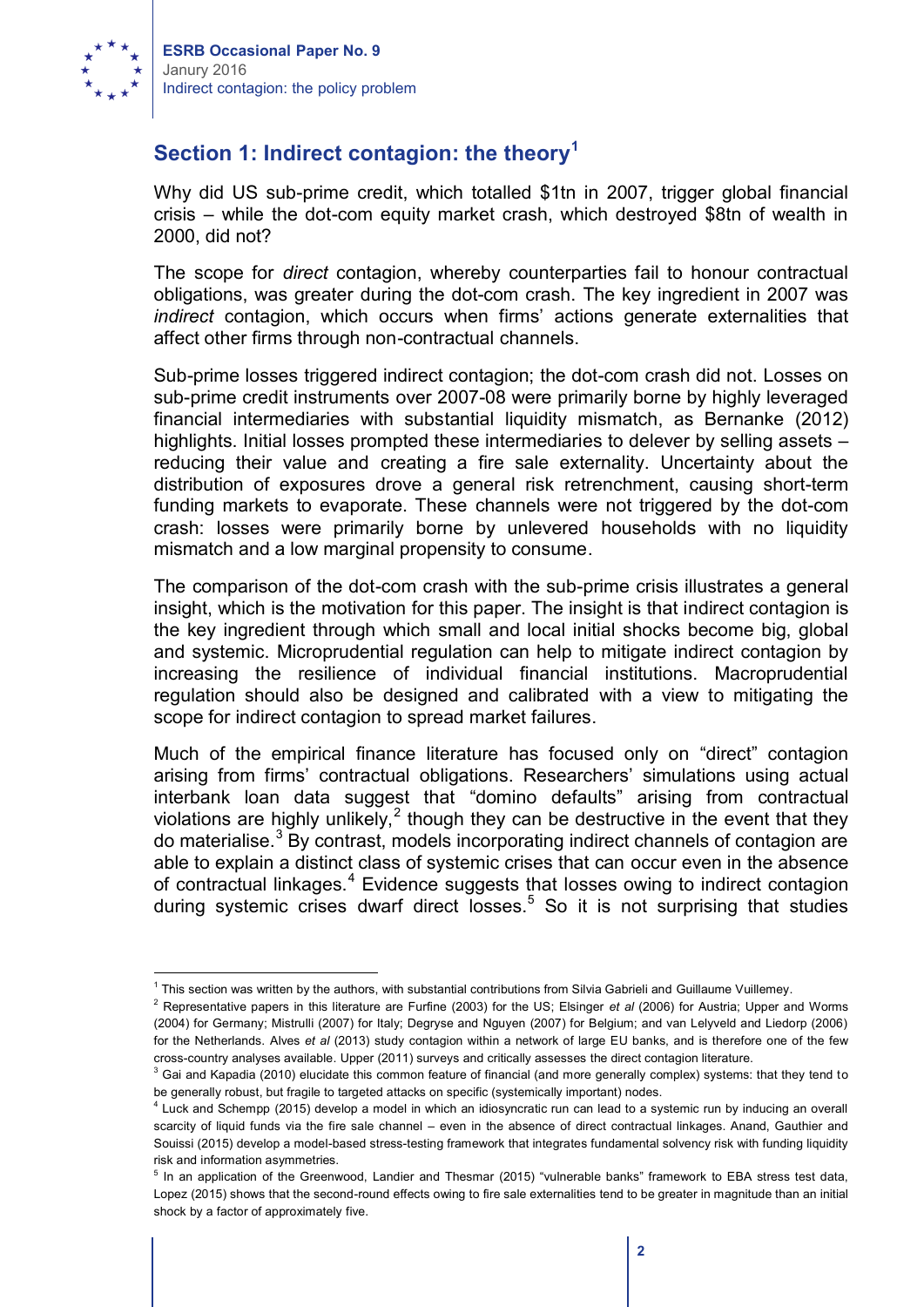## Section 1: Indirect contagion: the theory[1]

Why did US sub-prime credit, which totalled $1tn in 2007, trigger global financial crisis – while the dot-com equity market crash, which destroyed $8tn of wealth in 2000, did not?

The scope for *direct* contagion, whereby counterparties fail to honour contractual obligations, was greater during the dot-com crash. The key ingredient in 2007 was *indirect* contagion, which occurs when firms' actions generate externalities that affect other firms through non-contractual channels.

Sub-prime losses triggered indirect contagion; the dot-com crash did not. Losses on sub-prime credit instruments over 2007-08 were primarily borne by highly leveraged financial intermediaries with substantial liquidity mismatch, as Bernanke (2012) highlights. Initial losses prompted these intermediaries to delever by selling assets – reducing their value and creating a fire sale externality. Uncertainty about the distribution of exposures drove a general risk retrenchment, causing short-term funding markets to evaporate. These channels were not triggered by the dot-com crash: losses were primarily borne by unlevered households with no liquidity mismatch and a low marginal propensity to consume.

The comparison of the dot-com crash with the sub-prime crisis illustrates a general insight, which is the motivation for this paper. The insight is that indirect contagion is the key ingredient through which small and local initial shocks become big, global and systemic. Microprudential regulation can help to mitigate indirect contagion by increasing the resilience of individual financial institutions. Macroprudential regulation should also be designed and calibrated with a view to mitigating the scope for indirect contagion to spread market failures.

Much of the empirical finance literature has focused only on "direct" contagion arising from firms' contractual obligations. Researchers' simulations using actual interbank loan data suggest that "domino defaults" arising from contractual violations are highly unlikely,[2] though they can be destructive in the event that they do materialise.[3] By contrast, models incorporating indirect channels of contagion are able to explain a distinct class of systemic crises that can occur even in the absence of contractual linkages.[4] Evidence suggests that losses owing to indirect contagion during systemic crises dwarf direct losses.[5] So it is not surprising that studies

---

[1] This section was written by the authors, with substantial contributions from Silvia Gabrieli and Guillaume Vuillemey.

[2] Representative papers in this literature are Furfine (2003) for the US; Elsinger *et al* (2006) for Austria; Upper and Worms (2004) for Germany; Mistrulli (2007) for Italy; Degryse and Nguyen (2007) for Belgium; and van Lelyveld and Liedorp (2006) for the Netherlands. Alves *et al* (2013) study contagion within a network of large EU banks, and is therefore one of the few cross-country analyses available. Upper (2011) surveys and critically assesses the direct contagion literature.

[3] Gai and Kapadia (2010) elucidate this common feature of financial (and more generally complex) systems: that they tend to be generally robust, but fragile to targeted attacks on specific (systemically important) nodes.

[4] Luck and Schempp (2015) develop a model in which an idiosyncratic run can lead to a systemic run by inducing an overall scarcity of liquid funds via the fire sale channel – even in the absence of direct contractual linkages. Anand, Gauthier and Souissi (2015) develop a model-based stress-testing framework that integrates fundamental solvency risk with funding liquidity risk and information asymmetries.

[5] In an application of the Greenwood, Landier and Thesmar (2015) "vulnerable banks" framework to EBA stress test data, Lopez (2015) shows that the second-round effects owing to fire sale externalities tend to be greater in magnitude than an initial shock by a factor of approximately five.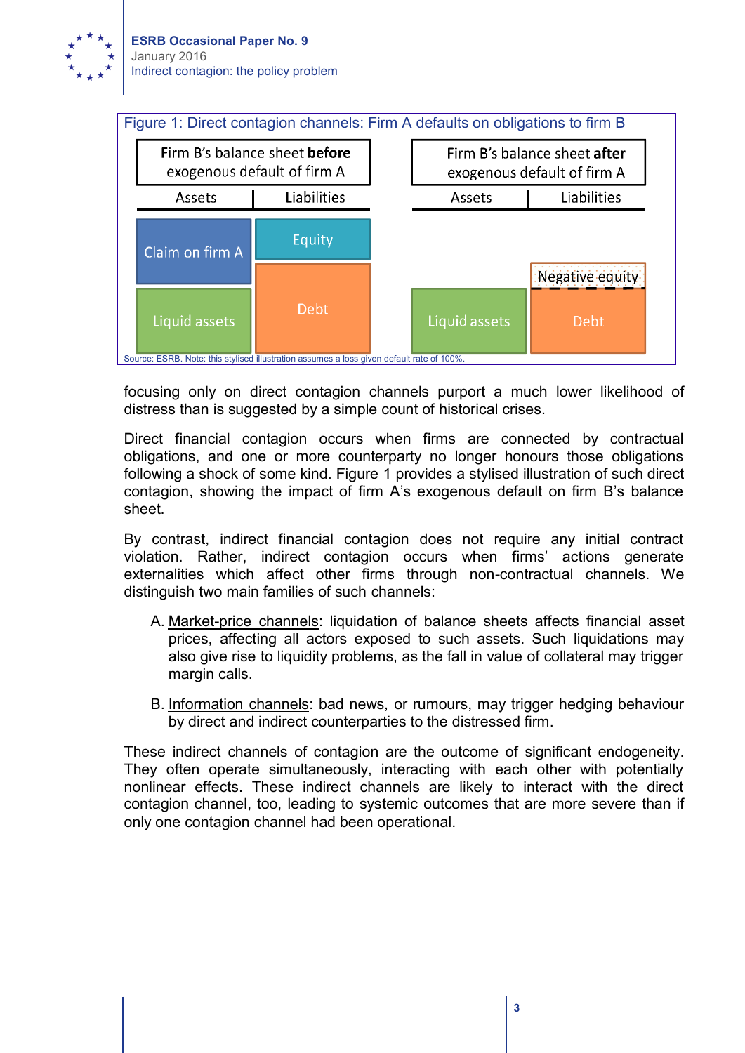Figure 1: Direct contagion channels: Firm A defaults on obligations to firm B

| Firm B's balance sheet **before** exogenous default of firm A | | Firm B's balance sheet **after** exogenous default of firm A | |
|---|---|---|---|
| Assets | Liabilities | Assets | Liabilities |
| Claim on firm A | Equity | | Negative equity |
| Liquid assets | Debt | Liquid assets | Debt |

Source: ESRB. Note: this stylised illustration assumes a loss given default rate of 100%.

focusing only on direct contagion channels purport a much lower likelihood of distress than is suggested by a simple count of historical crises.

Direct financial contagion occurs when firms are connected by contractual obligations, and one or more counterparty no longer honours those obligations following a shock of some kind. Figure 1 provides a stylised illustration of such direct contagion, showing the impact of firm A's exogenous default on firm B's balance sheet.

By contrast, indirect financial contagion does not require any initial contract violation. Rather, indirect contagion occurs when firms' actions generate externalities which affect other firms through non-contractual channels. We distinguish two main families of such channels:

A. Market-price channels: liquidation of balance sheets affects financial asset prices, affecting all actors exposed to such assets. Such liquidations may also give rise to liquidity problems, as the fall in value of collateral may trigger margin calls.

B. Information channels: bad news, or rumours, may trigger hedging behaviour by direct and indirect counterparties to the distressed firm.

These indirect channels of contagion are the outcome of significant endogeneity. They often operate simultaneously, interacting with each other with potentially nonlinear effects. These indirect channels are likely to interact with the direct contagion channel, too, leading to systemic outcomes that are more severe than if only one contagion channel had been operational.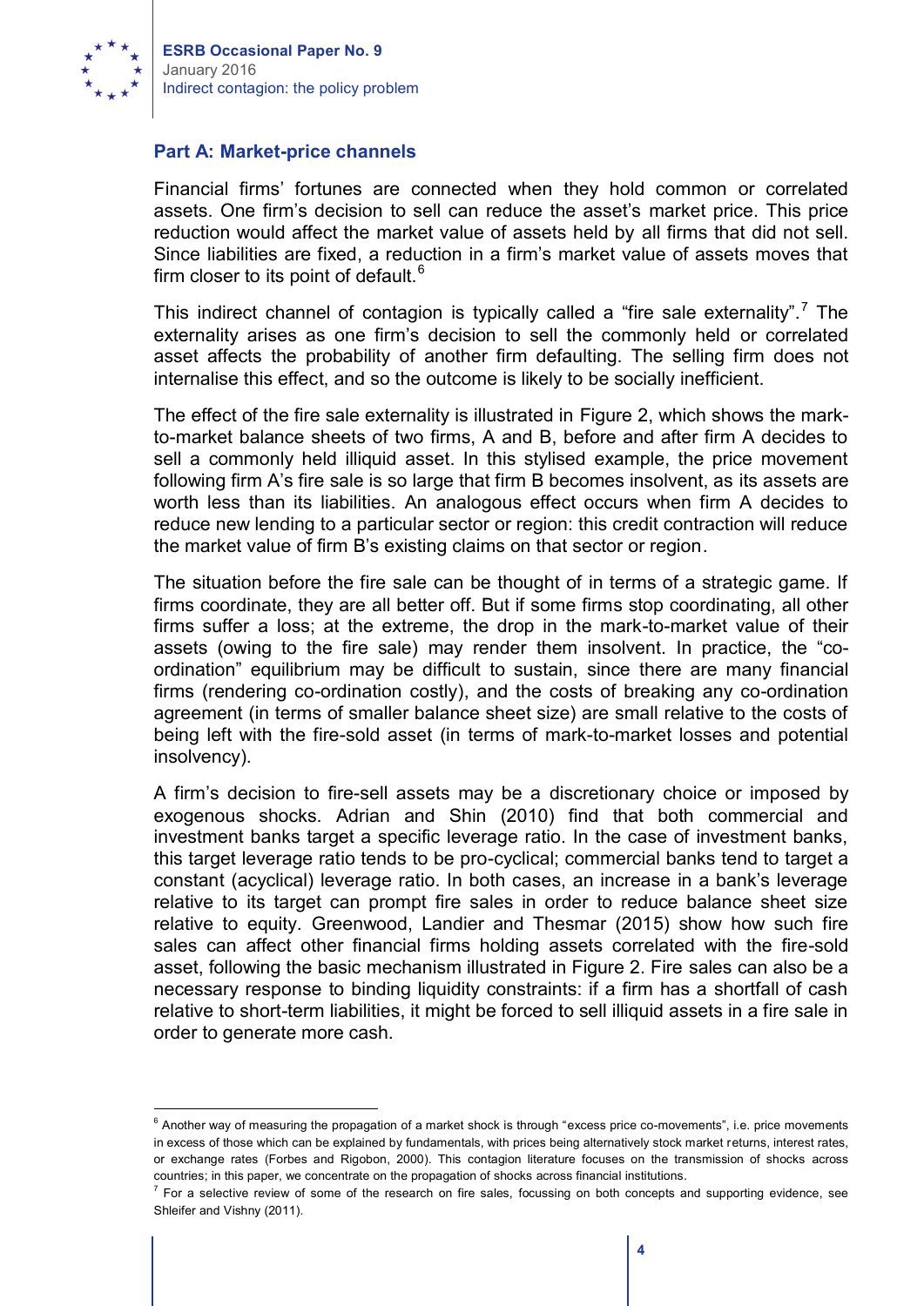## Part A: Market-price channels

Financial firms' fortunes are connected when they hold common or correlated assets. One firm's decision to sell can reduce the asset's market price. This price reduction would affect the market value of assets held by all firms that did not sell. Since liabilities are fixed, a reduction in a firm's market value of assets moves that firm closer to its point of default.[6]

This indirect channel of contagion is typically called a "fire sale externality".[7] The externality arises as one firm's decision to sell the commonly held or correlated asset affects the probability of another firm defaulting. The selling firm does not internalise this effect, and so the outcome is likely to be socially inefficient.

The effect of the fire sale externality is illustrated in Figure 2, which shows the mark-to-market balance sheets of two firms, A and B, before and after firm A decides to sell a commonly held illiquid asset. In this stylised example, the price movement following firm A's fire sale is so large that firm B becomes insolvent, as its assets are worth less than its liabilities. An analogous effect occurs when firm A decides to reduce new lending to a particular sector or region: this credit contraction will reduce the market value of firm B's existing claims on that sector or region.

The situation before the fire sale can be thought of in terms of a strategic game. If firms coordinate, they are all better off. But if some firms stop coordinating, all other firms suffer a loss; at the extreme, the drop in the mark-to-market value of their assets (owing to the fire sale) may render them insolvent. In practice, the "co-ordination" equilibrium may be difficult to sustain, since there are many financial firms (rendering co-ordination costly), and the costs of breaking any co-ordination agreement (in terms of smaller balance sheet size) are small relative to the costs of being left with the fire-sold asset (in terms of mark-to-market losses and potential insolvency).

A firm's decision to fire-sell assets may be a discretionary choice or imposed by exogenous shocks. Adrian and Shin (2010) find that both commercial and investment banks target a specific leverage ratio. In the case of investment banks, this target leverage ratio tends to be pro-cyclical; commercial banks tend to target a constant (acyclical) leverage ratio. In both cases, an increase in a bank's leverage relative to its target can prompt fire sales in order to reduce balance sheet size relative to equity. Greenwood, Landier and Thesmar (2015) show how such fire sales can affect other financial firms holding assets correlated with the fire-sold asset, following the basic mechanism illustrated in Figure 2. Fire sales can also be a necessary response to binding liquidity constraints: if a firm has a shortfall of cash relative to short-term liabilities, it might be forced to sell illiquid assets in a fire sale in order to generate more cash.

---

[6] Another way of measuring the propagation of a market shock is through "excess price co-movements", i.e. price movements in excess of those which can be explained by fundamentals, with prices being alternatively stock market returns, interest rates, or exchange rates (Forbes and Rigobon, 2000). This contagion literature focuses on the transmission of shocks across countries; in this paper, we concentrate on the propagation of shocks across financial institutions.

[7] For a selective review of some of the research on fire sales, focussing on both concepts and supporting evidence, see Shleifer and Vishny (2011).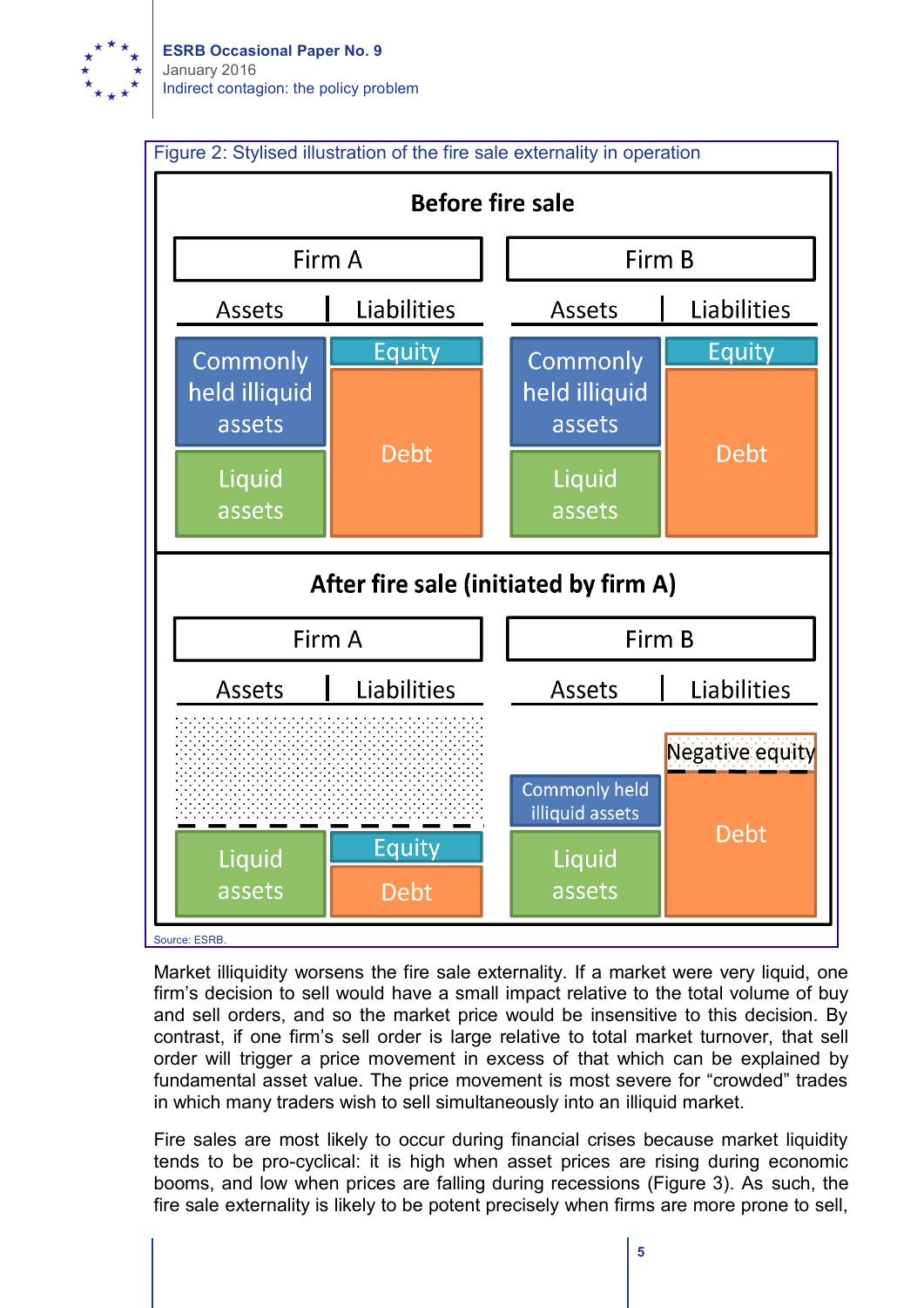Figure 2: Stylised illustration of the fire sale externality in operation

**Before fire sale**

| Firm A | | Firm B | |
|---|---|---|---|
| Assets | Liabilities | Assets | Liabilities |
| Commonly held illiquid assets | Equity | Commonly held illiquid assets | Equity |
| Liquid assets | Debt | Liquid assets | Debt |

**After fire sale (initiated by firm A)**

| Firm A | | Firm B | |
|---|---|---|---|
| Assets | Liabilities | Assets | Liabilities |
| | | | Negative equity |
| | | Commonly held illiquid assets | Debt |
| Liquid assets | Equity | Liquid assets | |
| | Debt | | |

Source: ESRB.

Market illiquidity worsens the fire sale externality. If a market were very liquid, one firm's decision to sell would have a small impact relative to the total volume of buy and sell orders, and so the market price would be insensitive to this decision. By contrast, if one firm's sell order is large relative to total market turnover, that sell order will trigger a price movement in excess of that which can be explained by fundamental asset value. The price movement is most severe for "crowded" trades in which many traders wish to sell simultaneously into an illiquid market.

Fire sales are most likely to occur during financial crises because market liquidity tends to be pro-cyclical: it is high when asset prices are rising during economic booms, and low when prices are falling during recessions (Figure 3). As such, the fire sale externality is likely to be potent precisely when firms are more prone to sell,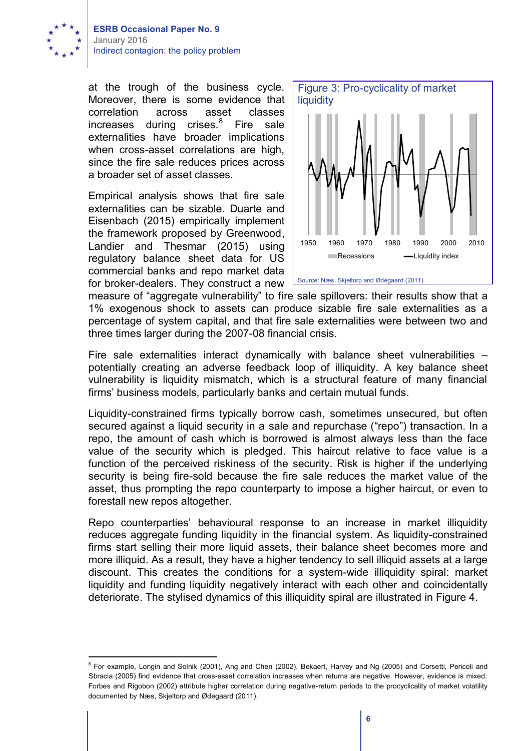at the trough of the business cycle. Moreover, there is some evidence that correlation across asset classes increases during crises.[8] Fire sale externalities have broader implications when cross-asset correlations are high, since the fire sale reduces prices across a broader set of asset classes.

Figure 3: Pro-cyclicality of market liquidity

Source: Næs, Skjeltorp and Ødegaard (2011).

Empirical analysis shows that fire sale externalities can be sizable. Duarte and Eisenbach (2015) empirically implement the framework proposed by Greenwood, Landier and Thesmar (2015) using regulatory balance sheet data for US commercial banks and repo market data for broker-dealers. They construct a new measure of "aggregate vulnerability" to fire sale spillovers: their results show that a 1% exogenous shock to assets can produce sizable fire sale externalities as a percentage of system capital, and that fire sale externalities were between two and three times larger during the 2007-08 financial crisis.

Fire sale externalities interact dynamically with balance sheet vulnerabilities – potentially creating an adverse feedback loop of illiquidity. A key balance sheet vulnerability is liquidity mismatch, which is a structural feature of many financial firms' business models, particularly banks and certain mutual funds.

Liquidity-constrained firms typically borrow cash, sometimes unsecured, but often secured against a liquid security in a sale and repurchase ("repo") transaction. In a repo, the amount of cash which is borrowed is almost always less than the face value of the security which is pledged. This haircut relative to face value is a function of the perceived riskiness of the security. Risk is higher if the underlying security is being fire-sold because the fire sale reduces the market value of the asset, thus prompting the repo counterparty to impose a higher haircut, or even to forestall new repos altogether.

Repo counterparties' behavioural response to an increase in market illiquidity reduces aggregate funding liquidity in the financial system. As liquidity-constrained firms start selling their more liquid assets, their balance sheet becomes more and more illiquid. As a result, they have a higher tendency to sell illiquid assets at a large discount. This creates the conditions for a system-wide illiquidity spiral: market liquidity and funding liquidity negatively interact with each other and coincidentally deteriorate. The stylised dynamics of this illiquidity spiral are illustrated in Figure 4.

[8] For example, Longin and Solnik (2001), Ang and Chen (2002), Bekaert, Harvey and Ng (2005) and Corsetti, Pericoli and Sbracia (2005) find evidence that cross-asset correlation increases when returns are negative. However, evidence is mixed: Forbes and Rigobon (2002) attribute higher correlation during negative-return periods to the procyclicality of market volatility documented by Næs, Skjeltorp and Ødegaard (2011).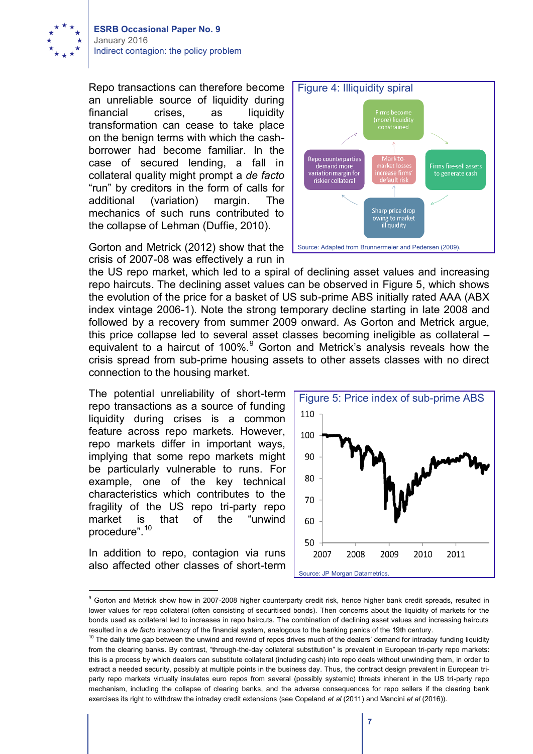Repo transactions can therefore become an unreliable source of liquidity during financial crises, as liquidity transformation can cease to take place on the benign terms with which the cash-borrower had become familiar. In the case of secured lending, a fall in collateral quality might prompt a *de facto* "run" by creditors in the form of calls for additional (variation) margin. The mechanics of such runs contributed to the collapse of Lehman (Duffie, 2010).

Figure 4: Illiquidity spiral

Firms become (more) liquidity constrained → Firms fire-sell assets to generate cash → Sharp price drop owing to market illiquidity → Repo counterparties demand more variation margin for riskier collateral → Firms become (more) liquidity constrained

Sharp price drop owing to market illiquidity → Mark-to-market losses increase firms' default risk → Firms become (more) liquidity constrained

Source: Adapted from Brunnermeier and Pedersen (2009).

Gorton and Metrick (2012) show that the crisis of 2007-08 was effectively a run in the US repo market, which led to a spiral of declining asset values and increasing repo haircuts. The declining asset values can be observed in Figure 5, which shows the evolution of the price for a basket of US sub-prime ABS initially rated AAA (ABX index vintage 2006-1). Note the strong temporary decline starting in late 2008 and followed by a recovery from summer 2009 onward. As Gorton and Metrick argue, this price collapse led to several asset classes becoming ineligible as collateral – equivalent to a haircut of 100%.[9] Gorton and Metrick's analysis reveals how the crisis spread from sub-prime housing assets to other assets classes with no direct connection to the housing market.

The potential unreliability of short-term repo transactions as a source of funding liquidity during crises is a common feature across repo markets. However, repo markets differ in important ways, implying that some repo markets might be particularly vulnerable to runs. For example, one of the key technical characteristics which contributes to the fragility of the US repo tri-party repo market is that of the "unwind procedure".[10]

Figure 5: Price index of sub-prime ABS

Source: JP Morgan Datametrics.

In addition to repo, contagion via runs also affected other classes of short-term

[9] Gorton and Metrick show how in 2007-2008 higher counterparty credit risk, hence higher bank credit spreads, resulted in lower values for repo collateral (often consisting of securitised bonds). Then concerns about the liquidity of markets for the bonds used as collateral led to increases in repo haircuts. The combination of declining asset values and increasing haircuts resulted in a *de facto* insolvency of the financial system, analogous to the banking panics of the 19th century.

[10] The daily time gap between the unwind and rewind of repos drives much of the dealers' demand for intraday funding liquidity from the clearing banks. By contrast, "through-the-day collateral substitution" is prevalent in European tri-party repo markets: this is a process by which dealers can substitute collateral (including cash) into repo deals without unwinding them, in order to extract a needed security, possibly at multiple points in the business day. Thus, the contract design prevalent in European tri-party repo markets virtually insulates euro repos from several (possibly systemic) threats inherent in the US tri-party repo mechanism, including the collapse of clearing banks, and the adverse consequences for repo sellers if the clearing bank exercises its right to withdraw the intraday credit extensions (see Copeland *et al* (2011) and Mancini *et al* (2016)).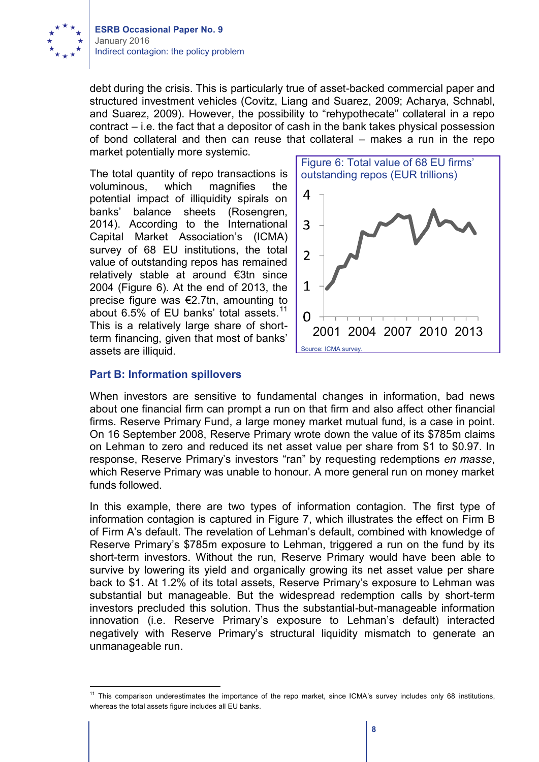debt during the crisis. This is particularly true of asset-backed commercial paper and structured investment vehicles (Covitz, Liang and Suarez, 2009; Acharya, Schnabl, and Suarez, 2009). However, the possibility to "rehypothecate" collateral in a repo contract – i.e. the fact that a depositor of cash in the bank takes physical possession of bond collateral and then can reuse that collateral – makes a run in the repo market potentially more systemic.

The total quantity of repo transactions is voluminous, which magnifies the potential impact of illiquidity spirals on banks' balance sheets (Rosengren, 2014). According to the International Capital Market Association's (ICMA) survey of 68 EU institutions, the total value of outstanding repos has remained relatively stable at around €3tn since 2004 (Figure 6). At the end of 2013, the precise figure was €2.7tn, amounting to about 6.5% of EU banks' total assets.[11] This is a relatively large share of short-term financing, given that most of banks' assets are illiquid.

Figure 6: Total value of 68 EU firms' outstanding repos (EUR trillions)

Source: ICMA survey.

### Part B: Information spillovers

When investors are sensitive to fundamental changes in information, bad news about one financial firm can prompt a run on that firm and also affect other financial firms. Reserve Primary Fund, a large money market mutual fund, is a case in point. On 16 September 2008, Reserve Primary wrote down the value of its $785m claims on Lehman to zero and reduced its net asset value per share from $1 to $0.97. In response, Reserve Primary's investors "ran" by requesting redemptions *en masse*, which Reserve Primary was unable to honour. A more general run on money market funds followed.

In this example, there are two types of information contagion. The first type of information contagion is captured in Figure 7, which illustrates the effect on Firm B of Firm A's default. The revelation of Lehman's default, combined with knowledge of Reserve Primary's $785m exposure to Lehman, triggered a run on the fund by its short-term investors. Without the run, Reserve Primary would have been able to survive by lowering its yield and organically growing its net asset value per share back to $1. At 1.2% of its total assets, Reserve Primary's exposure to Lehman was substantial but manageable. But the widespread redemption calls by short-term investors precluded this solution. Thus the substantial-but-manageable information innovation (i.e. Reserve Primary's exposure to Lehman's default) interacted negatively with Reserve Primary's structural liquidity mismatch to generate an unmanageable run.

[11] This comparison underestimates the importance of the repo market, since ICMA's survey includes only 68 institutions, whereas the total assets figure includes all EU banks.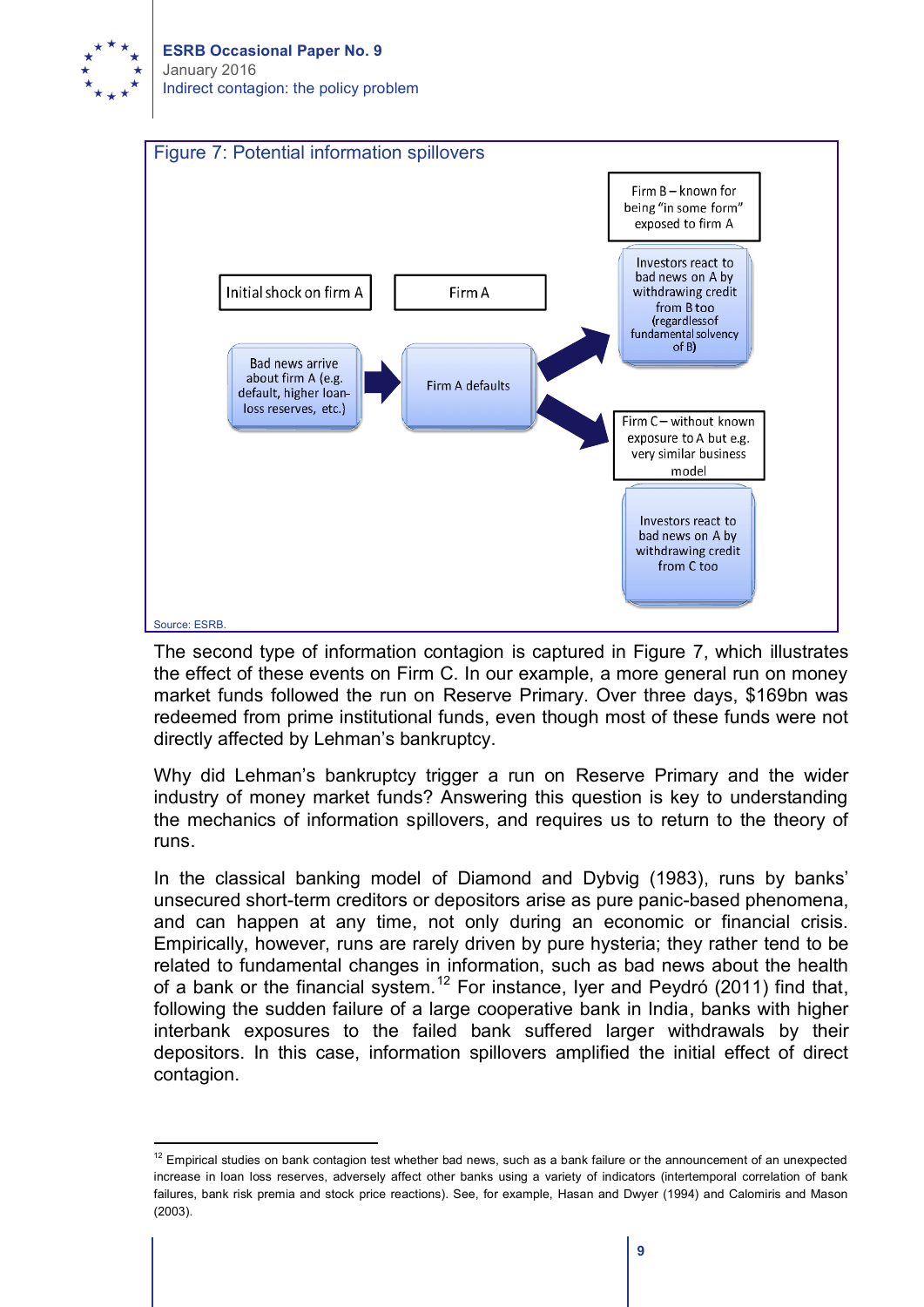Figure 7: Potential information spillovers

Initial shock on firm A

Bad news arrive about firm A (e.g. default, higher loan-loss reserves, etc.)

Firm A

Firm A defaults

Firm B – known for being "in some form" exposed to firm A

Investors react to bad news on A by withdrawing credit from B too (regardless of fundamental solvency of B)

Firm C – without known exposure to A but e.g. very similar business model

Investors react to bad news on A by withdrawing credit from C too

Source: ESRB.

The second type of information contagion is captured in Figure 7, which illustrates the effect of these events on Firm C. In our example, a more general run on money market funds followed the run on Reserve Primary. Over three days, $169bn was redeemed from prime institutional funds, even though most of these funds were not directly affected by Lehman's bankruptcy.

Why did Lehman's bankruptcy trigger a run on Reserve Primary and the wider industry of money market funds? Answering this question is key to understanding the mechanics of information spillovers, and requires us to return to the theory of runs.

In the classical banking model of Diamond and Dybvig (1983), runs by banks' unsecured short-term creditors or depositors arise as pure panic-based phenomena, and can happen at any time, not only during an economic or financial crisis. Empirically, however, runs are rarely driven by pure hysteria; they rather tend to be related to fundamental changes in information, such as bad news about the health of a bank or the financial system.[12] For instance, Iyer and Peydró (2011) find that, following the sudden failure of a large cooperative bank in India, banks with higher interbank exposures to the failed bank suffered larger withdrawals by their depositors. In this case, information spillovers amplified the initial effect of direct contagion.

[12] Empirical studies on bank contagion test whether bad news, such as a bank failure or the announcement of an unexpected increase in loan loss reserves, adversely affect other banks using a variety of indicators (intertemporal correlation of bank failures, bank risk premia and stock price reactions). See, for example, Hasan and Dwyer (1994) and Calomiris and Mason (2003).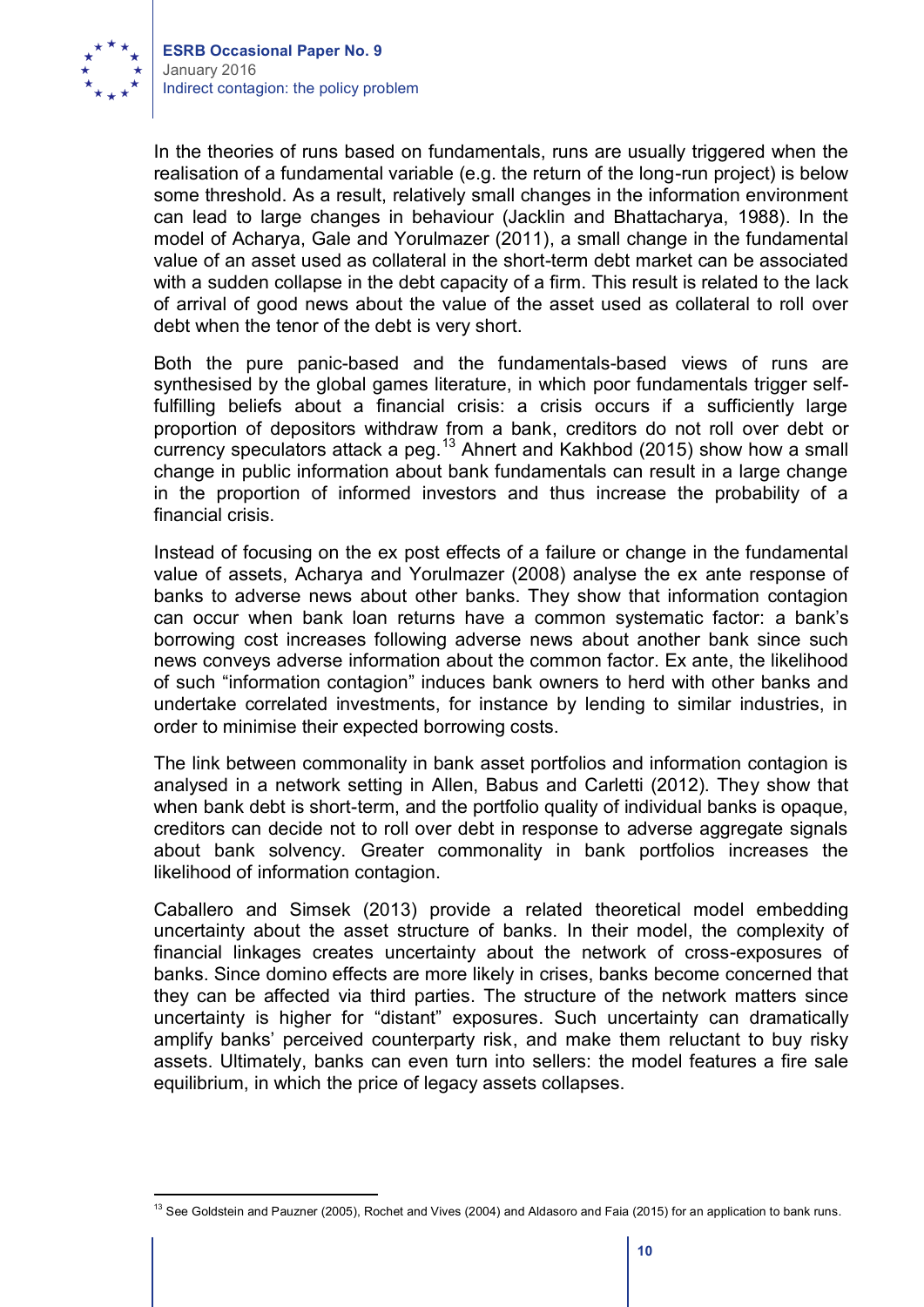In the theories of runs based on fundamentals, runs are usually triggered when the realisation of a fundamental variable (e.g. the return of the long-run project) is below some threshold. As a result, relatively small changes in the information environment can lead to large changes in behaviour (Jacklin and Bhattacharya, 1988). In the model of Acharya, Gale and Yorulmazer (2011), a small change in the fundamental value of an asset used as collateral in the short-term debt market can be associated with a sudden collapse in the debt capacity of a firm. This result is related to the lack of arrival of good news about the value of the asset used as collateral to roll over debt when the tenor of the debt is very short.

Both the pure panic-based and the fundamentals-based views of runs are synthesised by the global games literature, in which poor fundamentals trigger self-fulfilling beliefs about a financial crisis: a crisis occurs if a sufficiently large proportion of depositors withdraw from a bank, creditors do not roll over debt or currency speculators attack a peg.[13] Ahnert and Kakhbod (2015) show how a small change in public information about bank fundamentals can result in a large change in the proportion of informed investors and thus increase the probability of a financial crisis.

Instead of focusing on the ex post effects of a failure or change in the fundamental value of assets, Acharya and Yorulmazer (2008) analyse the ex ante response of banks to adverse news about other banks. They show that information contagion can occur when bank loan returns have a common systematic factor: a bank's borrowing cost increases following adverse news about another bank since such news conveys adverse information about the common factor. Ex ante, the likelihood of such "information contagion" induces bank owners to herd with other banks and undertake correlated investments, for instance by lending to similar industries, in order to minimise their expected borrowing costs.

The link between commonality in bank asset portfolios and information contagion is analysed in a network setting in Allen, Babus and Carletti (2012). They show that when bank debt is short-term, and the portfolio quality of individual banks is opaque, creditors can decide not to roll over debt in response to adverse aggregate signals about bank solvency. Greater commonality in bank portfolios increases the likelihood of information contagion.

Caballero and Simsek (2013) provide a related theoretical model embedding uncertainty about the asset structure of banks. In their model, the complexity of financial linkages creates uncertainty about the network of cross-exposures of banks. Since domino effects are more likely in crises, banks become concerned that they can be affected via third parties. The structure of the network matters since uncertainty is higher for "distant" exposures. Such uncertainty can dramatically amplify banks' perceived counterparty risk, and make them reluctant to buy risky assets. Ultimately, banks can even turn into sellers: the model features a fire sale equilibrium, in which the price of legacy assets collapses.

---

[13] See Goldstein and Pauzner (2005), Rochet and Vives (2004) and Aldasoro and Faia (2015) for an application to bank runs.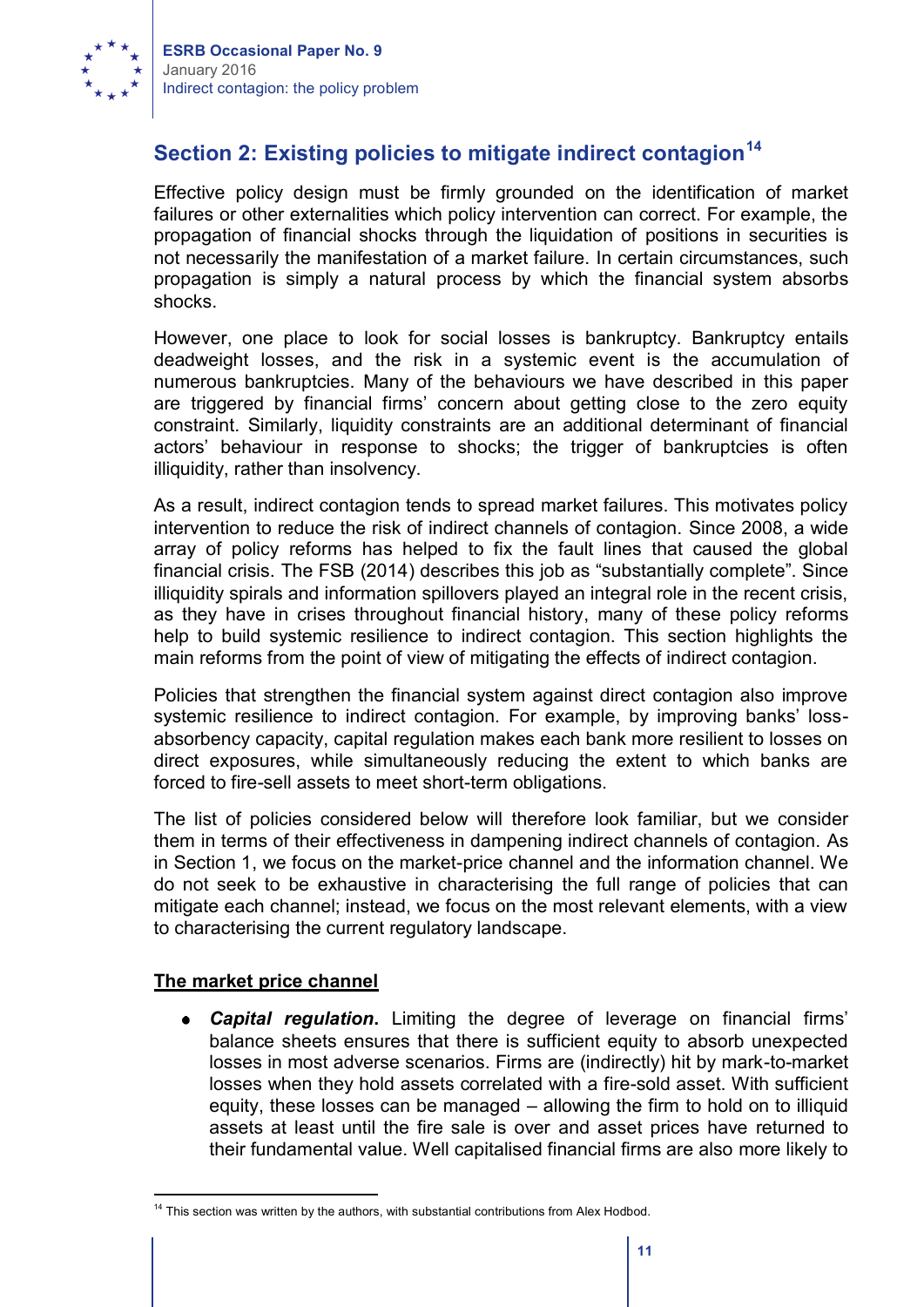## Section 2: Existing policies to mitigate indirect contagion[14]

Effective policy design must be firmly grounded on the identification of market failures or other externalities which policy intervention can correct. For example, the propagation of financial shocks through the liquidation of positions in securities is not necessarily the manifestation of a market failure. In certain circumstances, such propagation is simply a natural process by which the financial system absorbs shocks.

However, one place to look for social losses is bankruptcy. Bankruptcy entails deadweight losses, and the risk in a systemic event is the accumulation of numerous bankruptcies. Many of the behaviours we have described in this paper are triggered by financial firms' concern about getting close to the zero equity constraint. Similarly, liquidity constraints are an additional determinant of financial actors' behaviour in response to shocks; the trigger of bankruptcies is often illiquidity, rather than insolvency.

As a result, indirect contagion tends to spread market failures. This motivates policy intervention to reduce the risk of indirect channels of contagion. Since 2008, a wide array of policy reforms has helped to fix the fault lines that caused the global financial crisis. The FSB (2014) describes this job as "substantially complete". Since illiquidity spirals and information spillovers played an integral role in the recent crisis, as they have in crises throughout financial history, many of these policy reforms help to build systemic resilience to indirect contagion. This section highlights the main reforms from the point of view of mitigating the effects of indirect contagion.

Policies that strengthen the financial system against direct contagion also improve systemic resilience to indirect contagion. For example, by improving banks' loss-absorbency capacity, capital regulation makes each bank more resilient to losses on direct exposures, while simultaneously reducing the extent to which banks are forced to fire-sell assets to meet short-term obligations.

The list of policies considered below will therefore look familiar, but we consider them in terms of their effectiveness in dampening indirect channels of contagion. As in Section 1, we focus on the market-price channel and the information channel. We do not seek to be exhaustive in characterising the full range of policies that can mitigate each channel; instead, we focus on the most relevant elements, with a view to characterising the current regulatory landscape.

**The market price channel**

- ***Capital regulation*.** Limiting the degree of leverage on financial firms' balance sheets ensures that there is sufficient equity to absorb unexpected losses in most adverse scenarios. Firms are (indirectly) hit by mark-to-market losses when they hold assets correlated with a fire-sold asset. With sufficient equity, these losses can be managed – allowing the firm to hold on to illiquid assets at least until the fire sale is over and asset prices have returned to their fundamental value. Well capitalised financial firms are also more likely to

[14] This section was written by the authors, with substantial contributions from Alex Hodbod.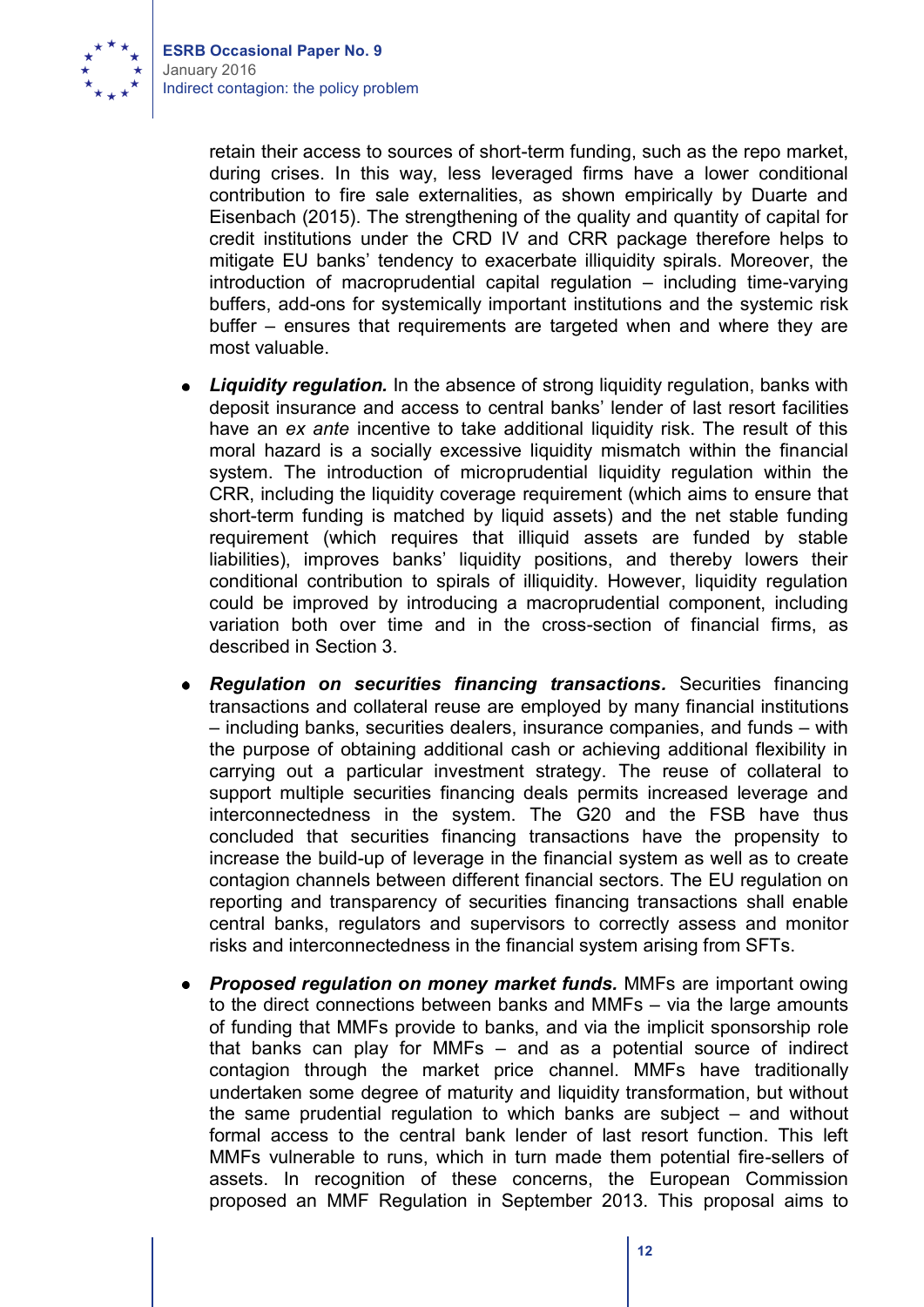retain their access to sources of short-term funding, such as the repo market, during crises. In this way, less leveraged firms have a lower conditional contribution to fire sale externalities, as shown empirically by Duarte and Eisenbach (2015). The strengthening of the quality and quantity of capital for credit institutions under the CRD IV and CRR package therefore helps to mitigate EU banks' tendency to exacerbate illiquidity spirals. Moreover, the introduction of macroprudential capital regulation – including time-varying buffers, add-ons for systemically important institutions and the systemic risk buffer – ensures that requirements are targeted when and where they are most valuable.

- ***Liquidity regulation.*** In the absence of strong liquidity regulation, banks with deposit insurance and access to central banks' lender of last resort facilities have an *ex ante* incentive to take additional liquidity risk. The result of this moral hazard is a socially excessive liquidity mismatch within the financial system. The introduction of microprudential liquidity regulation within the CRR, including the liquidity coverage requirement (which aims to ensure that short-term funding is matched by liquid assets) and the net stable funding requirement (which requires that illiquid assets are funded by stable liabilities), improves banks' liquidity positions, and thereby lowers their conditional contribution to spirals of illiquidity. However, liquidity regulation could be improved by introducing a macroprudential component, including variation both over time and in the cross-section of financial firms, as described in Section 3.

- ***Regulation on securities financing transactions.*** Securities financing transactions and collateral reuse are employed by many financial institutions – including banks, securities dealers, insurance companies, and funds – with the purpose of obtaining additional cash or achieving additional flexibility in carrying out a particular investment strategy. The reuse of collateral to support multiple securities financing deals permits increased leverage and interconnectedness in the system. The G20 and the FSB have thus concluded that securities financing transactions have the propensity to increase the build-up of leverage in the financial system as well as to create contagion channels between different financial sectors. The EU regulation on reporting and transparency of securities financing transactions shall enable central banks, regulators and supervisors to correctly assess and monitor risks and interconnectedness in the financial system arising from SFTs.

- ***Proposed regulation on money market funds.*** MMFs are important owing to the direct connections between banks and MMFs – via the large amounts of funding that MMFs provide to banks, and via the implicit sponsorship role that banks can play for MMFs – and as a potential source of indirect contagion through the market price channel. MMFs have traditionally undertaken some degree of maturity and liquidity transformation, but without the same prudential regulation to which banks are subject – and without formal access to the central bank lender of last resort function. This left MMFs vulnerable to runs, which in turn made them potential fire-sellers of assets. In recognition of these concerns, the European Commission proposed an MMF Regulation in September 2013. This proposal aims to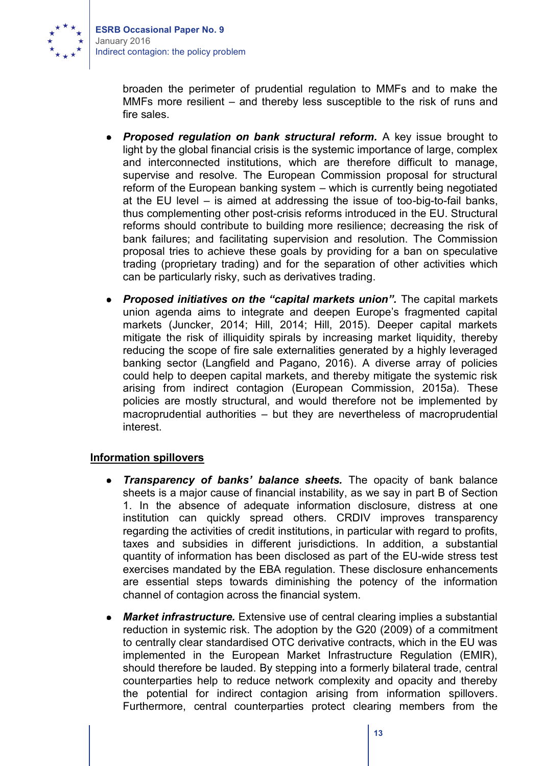broaden the perimeter of prudential regulation to MMFs and to make the MMFs more resilient – and thereby less susceptible to the risk of runs and fire sales.

- ***Proposed regulation on bank structural reform.*** A key issue brought to light by the global financial crisis is the systemic importance of large, complex and interconnected institutions, which are therefore difficult to manage, supervise and resolve. The European Commission proposal for structural reform of the European banking system – which is currently being negotiated at the EU level – is aimed at addressing the issue of too-big-to-fail banks, thus complementing other post-crisis reforms introduced in the EU. Structural reforms should contribute to building more resilience; decreasing the risk of bank failures; and facilitating supervision and resolution. The Commission proposal tries to achieve these goals by providing for a ban on speculative trading (proprietary trading) and for the separation of other activities which can be particularly risky, such as derivatives trading.
- ***Proposed initiatives on the "capital markets union".*** The capital markets union agenda aims to integrate and deepen Europe's fragmented capital markets (Juncker, 2014; Hill, 2014; Hill, 2015). Deeper capital markets mitigate the risk of illiquidity spirals by increasing market liquidity, thereby reducing the scope of fire sale externalities generated by a highly leveraged banking sector (Langfield and Pagano, 2016). A diverse array of policies could help to deepen capital markets, and thereby mitigate the systemic risk arising from indirect contagion (European Commission, 2015a). These policies are mostly structural, and would therefore not be implemented by macroprudential authorities – but they are nevertheless of macroprudential interest.

**Information spillovers**

- ***Transparency of banks' balance sheets.*** The opacity of bank balance sheets is a major cause of financial instability, as we say in part B of Section 1. In the absence of adequate information disclosure, distress at one institution can quickly spread others. CRDIV improves transparency regarding the activities of credit institutions, in particular with regard to profits, taxes and subsidies in different jurisdictions. In addition, a substantial quantity of information has been disclosed as part of the EU-wide stress test exercises mandated by the EBA regulation. These disclosure enhancements are essential steps towards diminishing the potency of the information channel of contagion across the financial system.
- ***Market infrastructure.*** Extensive use of central clearing implies a substantial reduction in systemic risk. The adoption by the G20 (2009) of a commitment to centrally clear standardised OTC derivative contracts, which in the EU was implemented in the European Market Infrastructure Regulation (EMIR), should therefore be lauded. By stepping into a formerly bilateral trade, central counterparties help to reduce network complexity and opacity and thereby the potential for indirect contagion arising from information spillovers. Furthermore, central counterparties protect clearing members from the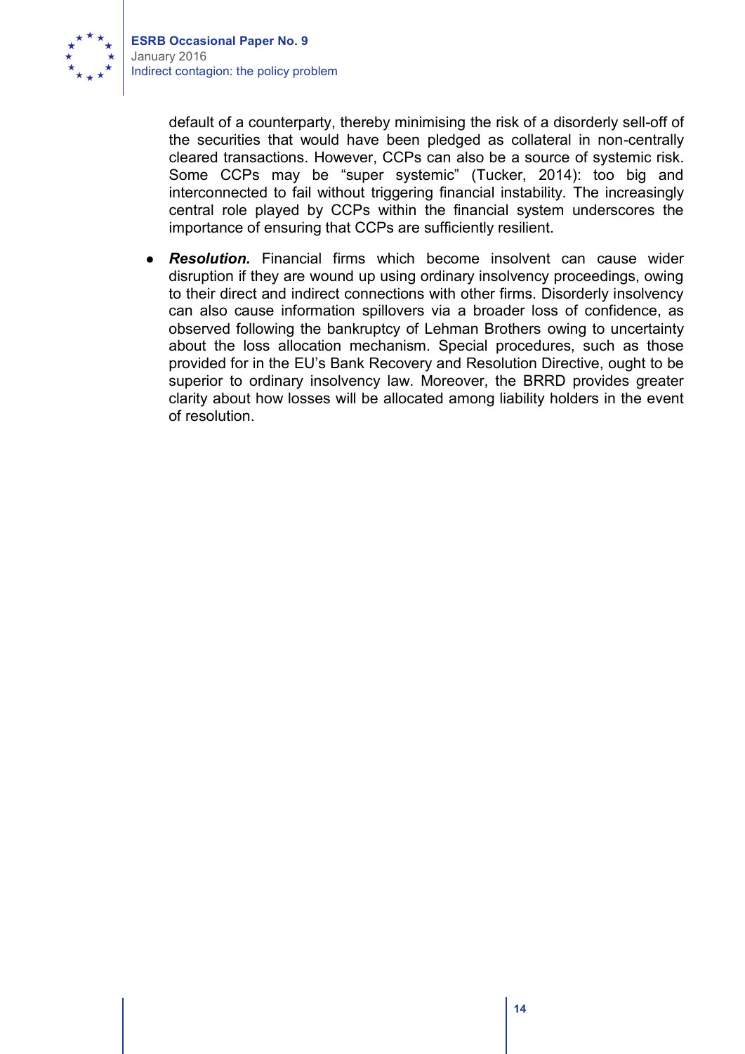default of a counterparty, thereby minimising the risk of a disorderly sell-off of the securities that would have been pledged as collateral in non-centrally cleared transactions. However, CCPs can also be a source of systemic risk. Some CCPs may be "super systemic" (Tucker, 2014): too big and interconnected to fail without triggering financial instability. The increasingly central role played by CCPs within the financial system underscores the importance of ensuring that CCPs are sufficiently resilient.

- ***Resolution.*** Financial firms which become insolvent can cause wider disruption if they are wound up using ordinary insolvency proceedings, owing to their direct and indirect connections with other firms. Disorderly insolvency can also cause information spillovers via a broader loss of confidence, as observed following the bankruptcy of Lehman Brothers owing to uncertainty about the loss allocation mechanism. Special procedures, such as those provided for in the EU's Bank Recovery and Resolution Directive, ought to be superior to ordinary insolvency law. Moreover, the BRRD provides greater clarity about how losses will be allocated among liability holders in the event of resolution.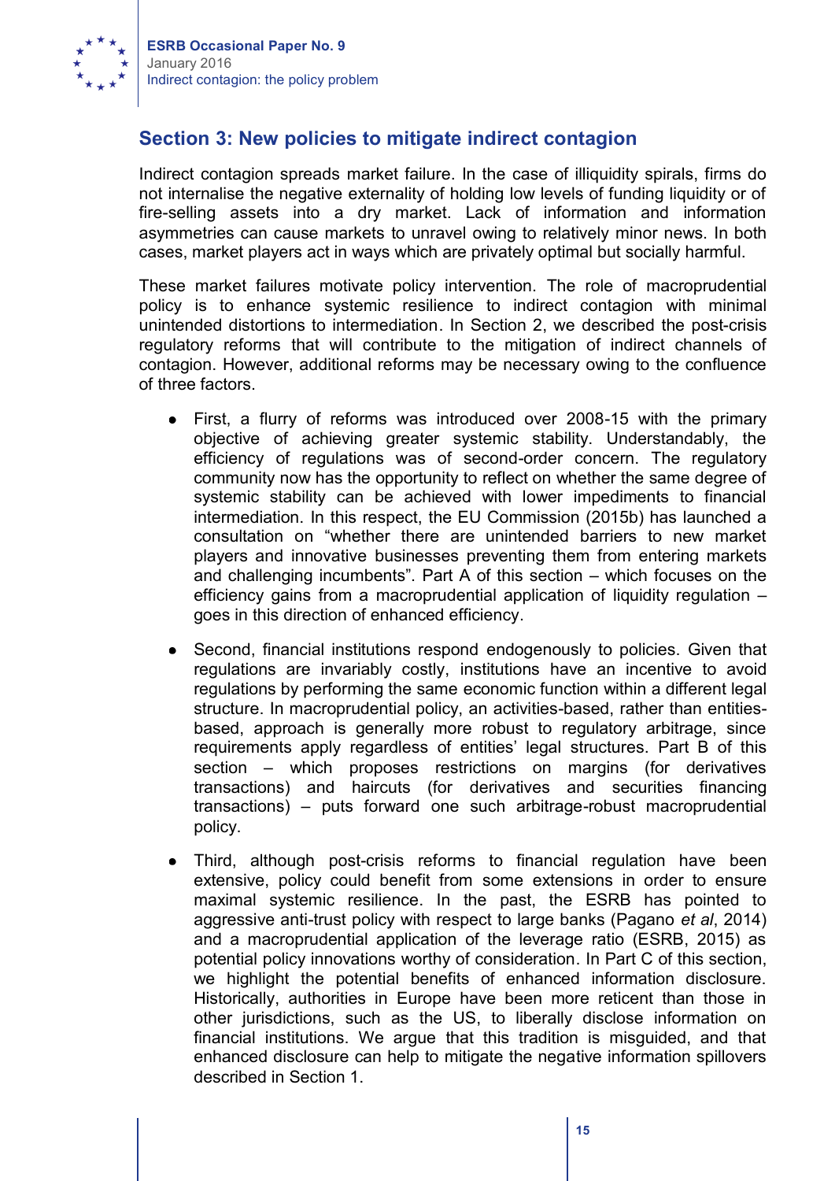## Section 3: New policies to mitigate indirect contagion

Indirect contagion spreads market failure. In the case of illiquidity spirals, firms do not internalise the negative externality of holding low levels of funding liquidity or of fire-selling assets into a dry market. Lack of information and information asymmetries can cause markets to unravel owing to relatively minor news. In both cases, market players act in ways which are privately optimal but socially harmful.

These market failures motivate policy intervention. The role of macroprudential policy is to enhance systemic resilience to indirect contagion with minimal unintended distortions to intermediation. In Section 2, we described the post-crisis regulatory reforms that will contribute to the mitigation of indirect channels of contagion. However, additional reforms may be necessary owing to the confluence of three factors.

- First, a flurry of reforms was introduced over 2008-15 with the primary objective of achieving greater systemic stability. Understandably, the efficiency of regulations was of second-order concern. The regulatory community now has the opportunity to reflect on whether the same degree of systemic stability can be achieved with lower impediments to financial intermediation. In this respect, the EU Commission (2015b) has launched a consultation on "whether there are unintended barriers to new market players and innovative businesses preventing them from entering markets and challenging incumbents". Part A of this section – which focuses on the efficiency gains from a macroprudential application of liquidity regulation – goes in this direction of enhanced efficiency.

- Second, financial institutions respond endogenously to policies. Given that regulations are invariably costly, institutions have an incentive to avoid regulations by performing the same economic function within a different legal structure. In macroprudential policy, an activities-based, rather than entities-based, approach is generally more robust to regulatory arbitrage, since requirements apply regardless of entities' legal structures. Part B of this section – which proposes restrictions on margins (for derivatives transactions) and haircuts (for derivatives and securities financing transactions) – puts forward one such arbitrage-robust macroprudential policy.

- Third, although post-crisis reforms to financial regulation have been extensive, policy could benefit from some extensions in order to ensure maximal systemic resilience. In the past, the ESRB has pointed to aggressive anti-trust policy with respect to large banks (Pagano *et al*, 2014) and a macroprudential application of the leverage ratio (ESRB, 2015) as potential policy innovations worthy of consideration. In Part C of this section, we highlight the potential benefits of enhanced information disclosure. Historically, authorities in Europe have been more reticent than those in other jurisdictions, such as the US, to liberally disclose information on financial institutions. We argue that this tradition is misguided, and that enhanced disclosure can help to mitigate the negative information spillovers described in Section 1.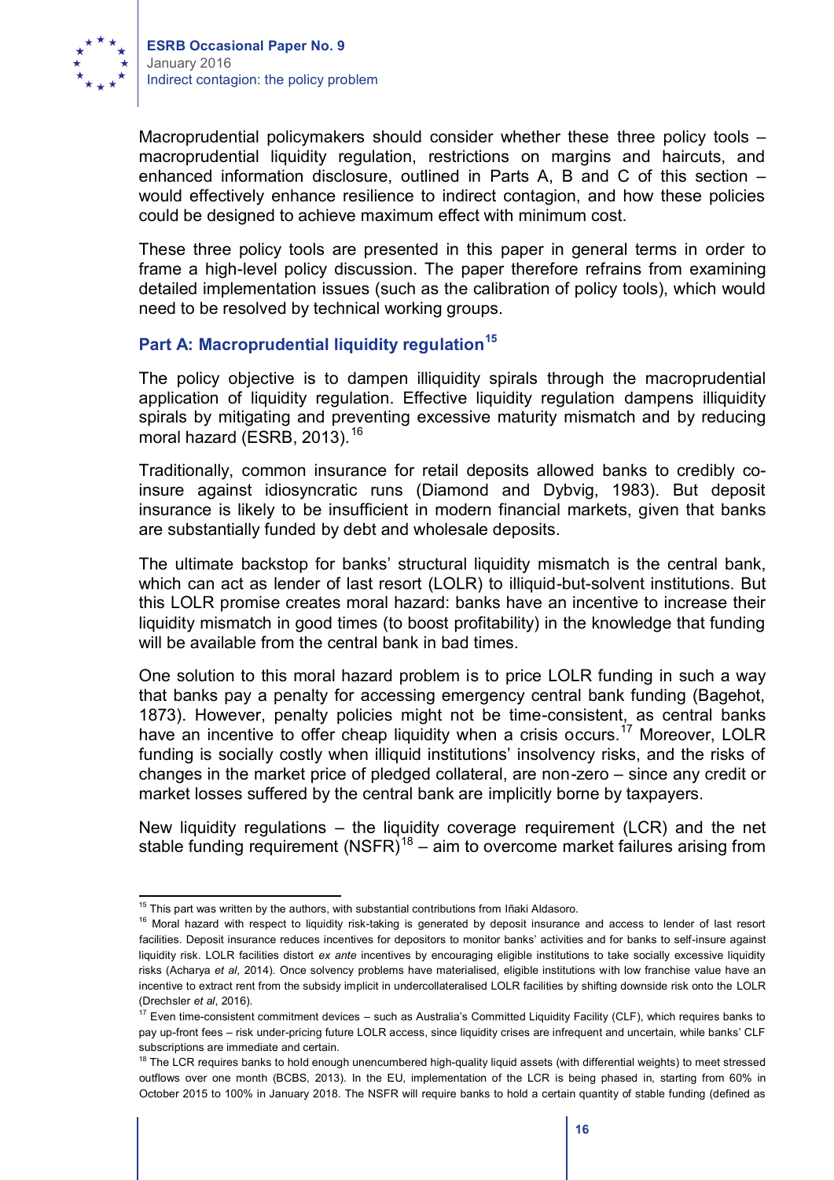Macroprudential policymakers should consider whether these three policy tools – macroprudential liquidity regulation, restrictions on margins and haircuts, and enhanced information disclosure, outlined in Parts A, B and C of this section – would effectively enhance resilience to indirect contagion, and how these policies could be designed to achieve maximum effect with minimum cost.

These three policy tools are presented in this paper in general terms in order to frame a high-level policy discussion. The paper therefore refrains from examining detailed implementation issues (such as the calibration of policy tools), which would need to be resolved by technical working groups.

### Part A: Macroprudential liquidity regulation[15]

The policy objective is to dampen illiquidity spirals through the macroprudential application of liquidity regulation. Effective liquidity regulation dampens illiquidity spirals by mitigating and preventing excessive maturity mismatch and by reducing moral hazard (ESRB, 2013).[16]

Traditionally, common insurance for retail deposits allowed banks to credibly co-insure against idiosyncratic runs (Diamond and Dybvig, 1983). But deposit insurance is likely to be insufficient in modern financial markets, given that banks are substantially funded by debt and wholesale deposits.

The ultimate backstop for banks' structural liquidity mismatch is the central bank, which can act as lender of last resort (LOLR) to illiquid-but-solvent institutions. But this LOLR promise creates moral hazard: banks have an incentive to increase their liquidity mismatch in good times (to boost profitability) in the knowledge that funding will be available from the central bank in bad times.

One solution to this moral hazard problem is to price LOLR funding in such a way that banks pay a penalty for accessing emergency central bank funding (Bagehot, 1873). However, penalty policies might not be time-consistent, as central banks have an incentive to offer cheap liquidity when a crisis occurs.[17] Moreover, LOLR funding is socially costly when illiquid institutions' insolvency risks, and the risks of changes in the market price of pledged collateral, are non-zero – since any credit or market losses suffered by the central bank are implicitly borne by taxpayers.

New liquidity regulations – the liquidity coverage requirement (LCR) and the net stable funding requirement (NSFR)[18] – aim to overcome market failures arising from

---

[15] This part was written by the authors, with substantial contributions from Iñaki Aldasoro.

[16] Moral hazard with respect to liquidity risk-taking is generated by deposit insurance and access to lender of last resort facilities. Deposit insurance reduces incentives for depositors to monitor banks' activities and for banks to self-insure against liquidity risk. LOLR facilities distort *ex ante* incentives by encouraging eligible institutions to take socially excessive liquidity risks (Acharya *et al*, 2014). Once solvency problems have materialised, eligible institutions with low franchise value have an incentive to extract rent from the subsidy implicit in undercollateralised LOLR facilities by shifting downside risk onto the LOLR (Drechsler *et al*, 2016).

[17] Even time-consistent commitment devices – such as Australia's Committed Liquidity Facility (CLF), which requires banks to pay up-front fees – risk under-pricing future LOLR access, since liquidity crises are infrequent and uncertain, while banks' CLF subscriptions are immediate and certain.

[18] The LCR requires banks to hold enough unencumbered high-quality liquid assets (with differential weights) to meet stressed outflows over one month (BCBS, 2013). In the EU, implementation of the LCR is being phased in, starting from 60% in October 2015 to 100% in January 2018. The NSFR will require banks to hold a certain quantity of stable funding (defined as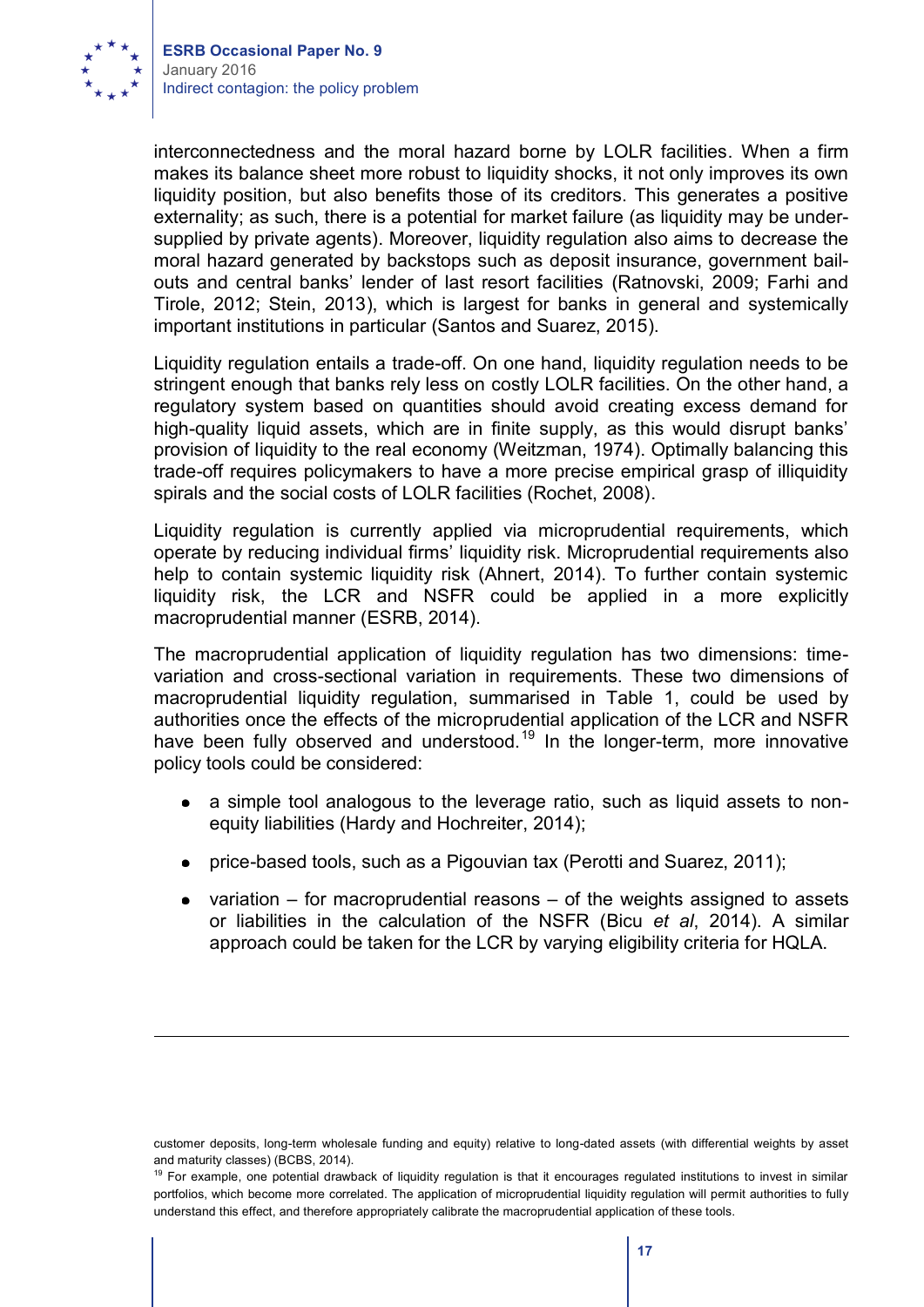interconnectedness and the moral hazard borne by LOLR facilities. When a firm makes its balance sheet more robust to liquidity shocks, it not only improves its own liquidity position, but also benefits those of its creditors. This generates a positive externality; as such, there is a potential for market failure (as liquidity may be under-supplied by private agents). Moreover, liquidity regulation also aims to decrease the moral hazard generated by backstops such as deposit insurance, government bail-outs and central banks' lender of last resort facilities (Ratnovski, 2009; Farhi and Tirole, 2012; Stein, 2013), which is largest for banks in general and systemically important institutions in particular (Santos and Suarez, 2015).

Liquidity regulation entails a trade-off. On one hand, liquidity regulation needs to be stringent enough that banks rely less on costly LOLR facilities. On the other hand, a regulatory system based on quantities should avoid creating excess demand for high-quality liquid assets, which are in finite supply, as this would disrupt banks' provision of liquidity to the real economy (Weitzman, 1974). Optimally balancing this trade-off requires policymakers to have a more precise empirical grasp of illiquidity spirals and the social costs of LOLR facilities (Rochet, 2008).

Liquidity regulation is currently applied via microprudential requirements, which operate by reducing individual firms' liquidity risk. Microprudential requirements also help to contain systemic liquidity risk (Ahnert, 2014). To further contain systemic liquidity risk, the LCR and NSFR could be applied in a more explicitly macroprudential manner (ESRB, 2014).

The macroprudential application of liquidity regulation has two dimensions: time-variation and cross-sectional variation in requirements. These two dimensions of macroprudential liquidity regulation, summarised in Table 1, could be used by authorities once the effects of the microprudential application of the LCR and NSFR have been fully observed and understood.[19] In the longer-term, more innovative policy tools could be considered:

- a simple tool analogous to the leverage ratio, such as liquid assets to non-equity liabilities (Hardy and Hochreiter, 2014);
- price-based tools, such as a Pigouvian tax (Perotti and Suarez, 2011);
- variation – for macroprudential reasons – of the weights assigned to assets or liabilities in the calculation of the NSFR (Bicu *et al*, 2014). A similar approach could be taken for the LCR by varying eligibility criteria for HQLA.

---

customer deposits, long-term wholesale funding and equity) relative to long-dated assets (with differential weights by asset and maturity classes) (BCBS, 2014).

[19] For example, one potential drawback of liquidity regulation is that it encourages regulated institutions to invest in similar portfolios, which become more correlated. The application of microprudential liquidity regulation will permit authorities to fully understand this effect, and therefore appropriately calibrate the macroprudential application of these tools.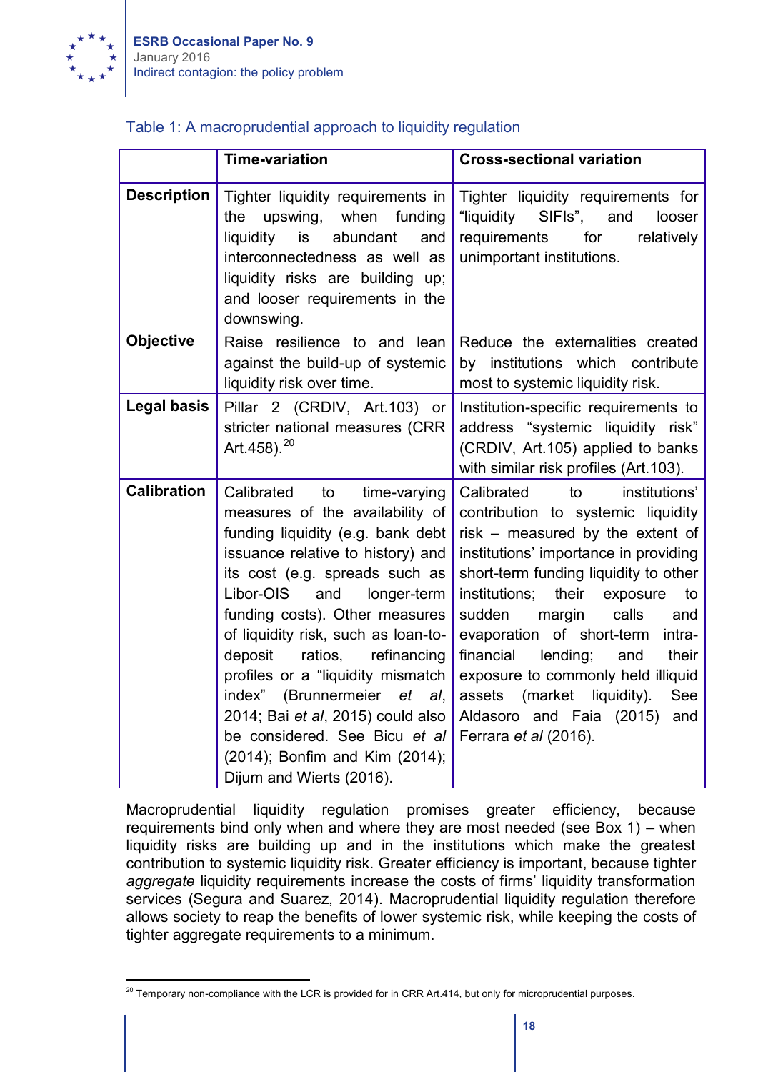Table 1: A macroprudential approach to liquidity regulation

| | Time-variation | Cross-sectional variation |
|---|---|---|
| **Description** | Tighter liquidity requirements in the upswing, when funding liquidity is abundant and interconnectedness as well as liquidity risks are building up; and looser requirements in the downswing. | Tighter liquidity requirements for "liquidity SIFIs", and looser requirements for relatively unimportant institutions. |
| **Objective** | Raise resilience to and lean against the build-up of systemic liquidity risk over time. | Reduce the externalities created by institutions which contribute most to systemic liquidity risk. |
| **Legal basis** | Pillar 2 (CRDIV, Art.103) or stricter national measures (CRR Art.458).[20] | Institution-specific requirements to address "systemic liquidity risk" (CRDIV, Art.105) applied to banks with similar risk profiles (Art.103). |
| **Calibration** | Calibrated to time-varying measures of the availability of funding liquidity (e.g. bank debt issuance relative to history) and its cost (e.g. spreads such as Libor-OIS and longer-term funding costs). Other measures of liquidity risk, such as loan-to-deposit ratios, refinancing profiles or a "liquidity mismatch index" (Brunnermeier *et al*, 2014; Bai *et al*, 2015) could also be considered. See Bicu *et al* (2014); Bonfim and Kim (2014); Dijum and Wierts (2016). | Calibrated to institutions' contribution to systemic liquidity risk – measured by the extent of institutions' importance in providing short-term funding liquidity to other institutions; their exposure to sudden margin calls and evaporation of short-term intra-financial lending; and their exposure to commonly held illiquid assets (market liquidity). See Aldasoro and Faia (2015) and Ferrara *et al* (2016). |

Macroprudential liquidity regulation promises greater efficiency, because requirements bind only when and where they are most needed (see Box 1) – when liquidity risks are building up and in the institutions which make the greatest contribution to systemic liquidity risk. Greater efficiency is important, because tighter *aggregate* liquidity requirements increase the costs of firms' liquidity transformation services (Segura and Suarez, 2014). Macroprudential liquidity regulation therefore allows society to reap the benefits of lower systemic risk, while keeping the costs of tighter aggregate requirements to a minimum.

[20] Temporary non-compliance with the LCR is provided for in CRR Art.414, but only for microprudential purposes.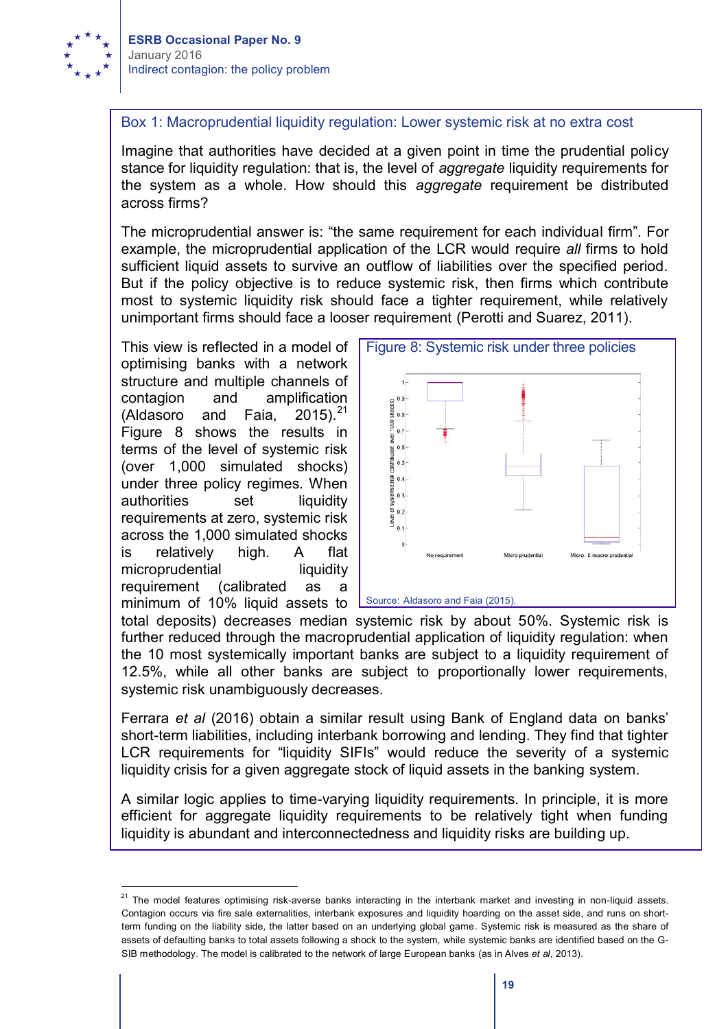### Box 1: Macroprudential liquidity regulation: Lower systemic risk at no extra cost

Imagine that authorities have decided at a given point in time the prudential policy stance for liquidity regulation: that is, the level of *aggregate* liquidity requirements for the system as a whole. How should this *aggregate* requirement be distributed across firms?

The microprudential answer is: "the same requirement for each individual firm". For example, the microprudential application of the LCR would require *all* firms to hold sufficient liquid assets to survive an outflow of liabilities over the specified period. But if the policy objective is to reduce systemic risk, then firms which contribute most to systemic liquidity risk should face a tighter requirement, while relatively unimportant firms should face a looser requirement (Perotti and Suarez, 2011).

This view is reflected in a model of optimising banks with a network structure and multiple channels of contagion and amplification (Aldasoro and Faia, 2015).[21] Figure 8 shows the results in terms of the level of systemic risk (over 1,000 simulated shocks) under three policy regimes. When authorities set liquidity requirements at zero, systemic risk across the 1,000 simulated shocks is relatively high. A flat microprudential liquidity requirement (calibrated as a minimum of 10% liquid assets to total deposits) decreases median systemic risk by about 50%. Systemic risk is further reduced through the macroprudential application of liquidity regulation: when the 10 most systemically important banks are subject to a liquidity requirement of 12.5%, while all other banks are subject to proportionally lower requirements, systemic risk unambiguously decreases.

Figure 8: Systemic risk under three policies

Source: Aldasoro and Faia (2015).

Ferrara *et al* (2016) obtain a similar result using Bank of England data on banks' short-term liabilities, including interbank borrowing and lending. They find that tighter LCR requirements for "liquidity SIFIs" would reduce the severity of a systemic liquidity crisis for a given aggregate stock of liquid assets in the banking system.

A similar logic applies to time-varying liquidity requirements. In principle, it is more efficient for aggregate liquidity requirements to be relatively tight when funding liquidity is abundant and interconnectedness and liquidity risks are building up.

---

[21] The model features optimising risk-averse banks interacting in the interbank market and investing in non-liquid assets. Contagion occurs via fire sale externalities, interbank exposures and liquidity hoarding on the asset side, and runs on short-term funding on the liability side, the latter based on an underlying global game. Systemic risk is measured as the share of assets of defaulting banks to total assets following a shock to the system, while systemic banks are identified based on the G-SIB methodology. The model is calibrated to the network of large European banks (as in Alves *et al*, 2013).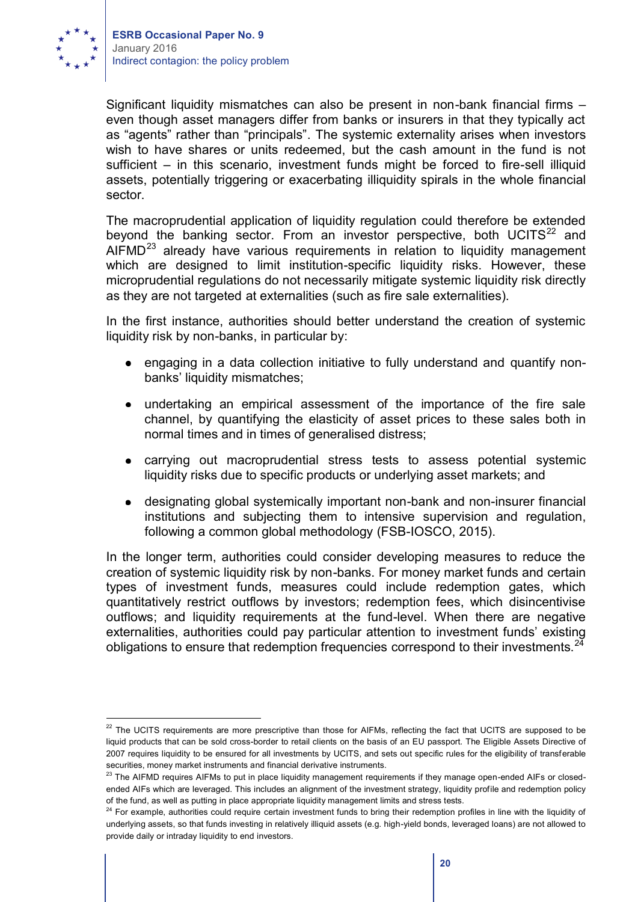Significant liquidity mismatches can also be present in non-bank financial firms – even though asset managers differ from banks or insurers in that they typically act as "agents" rather than "principals". The systemic externality arises when investors wish to have shares or units redeemed, but the cash amount in the fund is not sufficient – in this scenario, investment funds might be forced to fire-sell illiquid assets, potentially triggering or exacerbating illiquidity spirals in the whole financial sector.

The macroprudential application of liquidity regulation could therefore be extended beyond the banking sector. From an investor perspective, both UCITS[22] and AIFMD[23] already have various requirements in relation to liquidity management which are designed to limit institution-specific liquidity risks. However, these microprudential regulations do not necessarily mitigate systemic liquidity risk directly as they are not targeted at externalities (such as fire sale externalities).

In the first instance, authorities should better understand the creation of systemic liquidity risk by non-banks, in particular by:

- engaging in a data collection initiative to fully understand and quantify non-banks' liquidity mismatches;
- undertaking an empirical assessment of the importance of the fire sale channel, by quantifying the elasticity of asset prices to these sales both in normal times and in times of generalised distress;
- carrying out macroprudential stress tests to assess potential systemic liquidity risks due to specific products or underlying asset markets; and
- designating global systemically important non-bank and non-insurer financial institutions and subjecting them to intensive supervision and regulation, following a common global methodology (FSB-IOSCO, 2015).

In the longer term, authorities could consider developing measures to reduce the creation of systemic liquidity risk by non-banks. For money market funds and certain types of investment funds, measures could include redemption gates, which quantitatively restrict outflows by investors; redemption fees, which disincentivise outflows; and liquidity requirements at the fund-level. When there are negative externalities, authorities could pay particular attention to investment funds' existing obligations to ensure that redemption frequencies correspond to their investments.[24]

---

[22] The UCITS requirements are more prescriptive than those for AIFMs, reflecting the fact that UCITS are supposed to be liquid products that can be sold cross-border to retail clients on the basis of an EU passport. The Eligible Assets Directive of 2007 requires liquidity to be ensured for all investments by UCITS, and sets out specific rules for the eligibility of transferable securities, money market instruments and financial derivative instruments.

[23] The AIFMD requires AIFMs to put in place liquidity management requirements if they manage open-ended AIFs or closed-ended AIFs which are leveraged. This includes an alignment of the investment strategy, liquidity profile and redemption policy of the fund, as well as putting in place appropriate liquidity management limits and stress tests.

[24] For example, authorities could require certain investment funds to bring their redemption profiles in line with the liquidity of underlying assets, so that funds investing in relatively illiquid assets (e.g. high-yield bonds, leveraged loans) are not allowed to provide daily or intraday liquidity to end investors.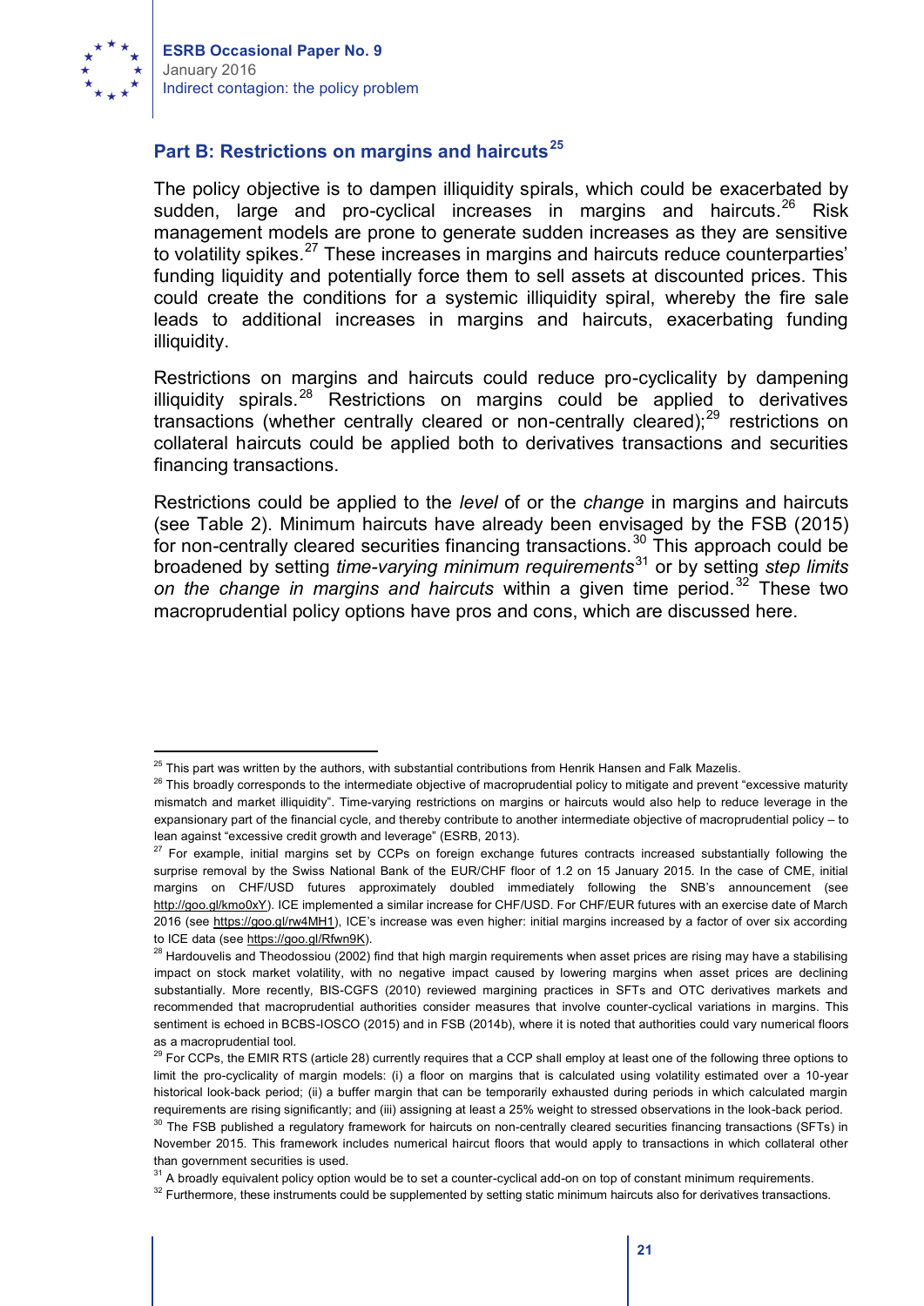## Part B: Restrictions on margins and haircuts[25]

The policy objective is to dampen illiquidity spirals, which could be exacerbated by sudden, large and pro-cyclical increases in margins and haircuts.[26] Risk management models are prone to generate sudden increases as they are sensitive to volatility spikes.[27] These increases in margins and haircuts reduce counterparties' funding liquidity and potentially force them to sell assets at discounted prices. This could create the conditions for a systemic illiquidity spiral, whereby the fire sale leads to additional increases in margins and haircuts, exacerbating funding illiquidity.

Restrictions on margins and haircuts could reduce pro-cyclicality by dampening illiquidity spirals.[28] Restrictions on margins could be applied to derivatives transactions (whether centrally cleared or non-centrally cleared);[29] restrictions on collateral haircuts could be applied both to derivatives transactions and securities financing transactions.

Restrictions could be applied to the *level* of or the *change* in margins and haircuts (see Table 2). Minimum haircuts have already been envisaged by the FSB (2015) for non-centrally cleared securities financing transactions.[30] This approach could be broadened by setting *time-varying minimum requirements*[31] or by setting *step limits on the change in margins and haircuts* within a given time period.[32] These two macroprudential policy options have pros and cons, which are discussed here.

---

[25] This part was written by the authors, with substantial contributions from Henrik Hansen and Falk Mazelis.

[26] This broadly corresponds to the intermediate objective of macroprudential policy to mitigate and prevent "excessive maturity mismatch and market illiquidity". Time-varying restrictions on margins or haircuts would also help to reduce leverage in the expansionary part of the financial cycle, and thereby contribute to another intermediate objective of macroprudential policy – to lean against "excessive credit growth and leverage" (ESRB, 2013).

[27] For example, initial margins set by CCPs on foreign exchange futures contracts increased substantially following the surprise removal by the Swiss National Bank of the EUR/CHF floor of 1.2 on 15 January 2015. In the case of CME, initial margins on CHF/USD futures approximately doubled immediately following the SNB's announcement (see http://goo.gl/kmo0xY). ICE implemented a similar increase for CHF/USD. For CHF/EUR futures with an exercise date of March 2016 (see https://goo.gl/rw4MH1), ICE's increase was even higher: initial margins increased by a factor of over six according to ICE data (see https://goo.gl/Rfwn9K).

[28] Hardouvelis and Theodossiou (2002) find that high margin requirements when asset prices are rising may have a stabilising impact on stock market volatility, with no negative impact caused by lowering margins when asset prices are declining substantially. More recently, BIS-CGFS (2010) reviewed margining practices in SFTs and OTC derivatives markets and recommended that macroprudential authorities consider measures that involve counter-cyclical variations in margins. This sentiment is echoed in BCBS-IOSCO (2015) and in FSB (2014b), where it is noted that authorities could vary numerical floors as a macroprudential tool.

[29] For CCPs, the EMIR RTS (article 28) currently requires that a CCP shall employ at least one of the following three options to limit the pro-cyclicality of margin models: (i) a floor on margins that is calculated using volatility estimated over a 10-year historical look-back period; (ii) a buffer margin that can be temporarily exhausted during periods in which calculated margin requirements are rising significantly; and (iii) assigning at least a 25% weight to stressed observations in the look-back period.

[30] The FSB published a regulatory framework for haircuts on non-centrally cleared securities financing transactions (SFTs) in November 2015. This framework includes numerical haircut floors that would apply to transactions in which collateral other than government securities is used.

[31] A broadly equivalent policy option would be to set a counter-cyclical add-on on top of constant minimum requirements.

[32] Furthermore, these instruments could be supplemented by setting static minimum haircuts also for derivatives transactions.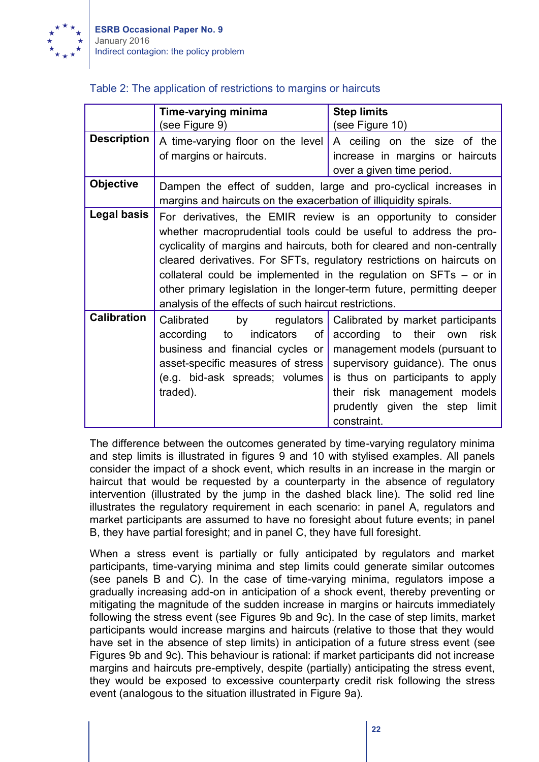Table 2: The application of restrictions to margins or haircuts

| | **Time-varying minima** (see Figure 9) | **Step limits** (see Figure 10) |
|---|---|---|
| **Description** | A time-varying floor on the level of margins or haircuts. | A ceiling on the size of the increase in margins or haircuts over a given time period. |
| **Objective** | Dampen the effect of sudden, large and pro-cyclical increases in margins and haircuts on the exacerbation of illiquidity spirals. | |
| **Legal basis** | For derivatives, the EMIR review is an opportunity to consider whether macroprudential tools could be useful to address the pro-cyclicality of margins and haircuts, both for cleared and non-centrally cleared derivatives. For SFTs, regulatory restrictions on haircuts on collateral could be implemented in the regulation on SFTs – or in other primary legislation in the longer-term future, permitting deeper analysis of the effects of such haircut restrictions. | |
| **Calibration** | Calibrated by regulators according to indicators of business and financial cycles or asset-specific measures of stress (e.g. bid-ask spreads; volumes traded). | Calibrated by market participants according to their own risk management models (pursuant to supervisory guidance). The onus is thus on participants to apply their risk management models prudently given the step limit constraint. |

The difference between the outcomes generated by time-varying regulatory minima and step limits is illustrated in figures 9 and 10 with stylised examples. All panels consider the impact of a shock event, which results in an increase in the margin or haircut that would be requested by a counterparty in the absence of regulatory intervention (illustrated by the jump in the dashed black line). The solid red line illustrates the regulatory requirement in each scenario: in panel A, regulators and market participants are assumed to have no foresight about future events; in panel B, they have partial foresight; and in panel C, they have full foresight.

When a stress event is partially or fully anticipated by regulators and market participants, time-varying minima and step limits could generate similar outcomes (see panels B and C). In the case of time-varying minima, regulators impose a gradually increasing add-on in anticipation of a shock event, thereby preventing or mitigating the magnitude of the sudden increase in margins or haircuts immediately following the stress event (see Figures 9b and 9c). In the case of step limits, market participants would increase margins and haircuts (relative to those that they would have set in the absence of step limits) in anticipation of a future stress event (see Figures 9b and 9c). This behaviour is rational: if market participants did not increase margins and haircuts pre-emptively, despite (partially) anticipating the stress event, they would be exposed to excessive counterparty credit risk following the stress event (analogous to the situation illustrated in Figure 9a).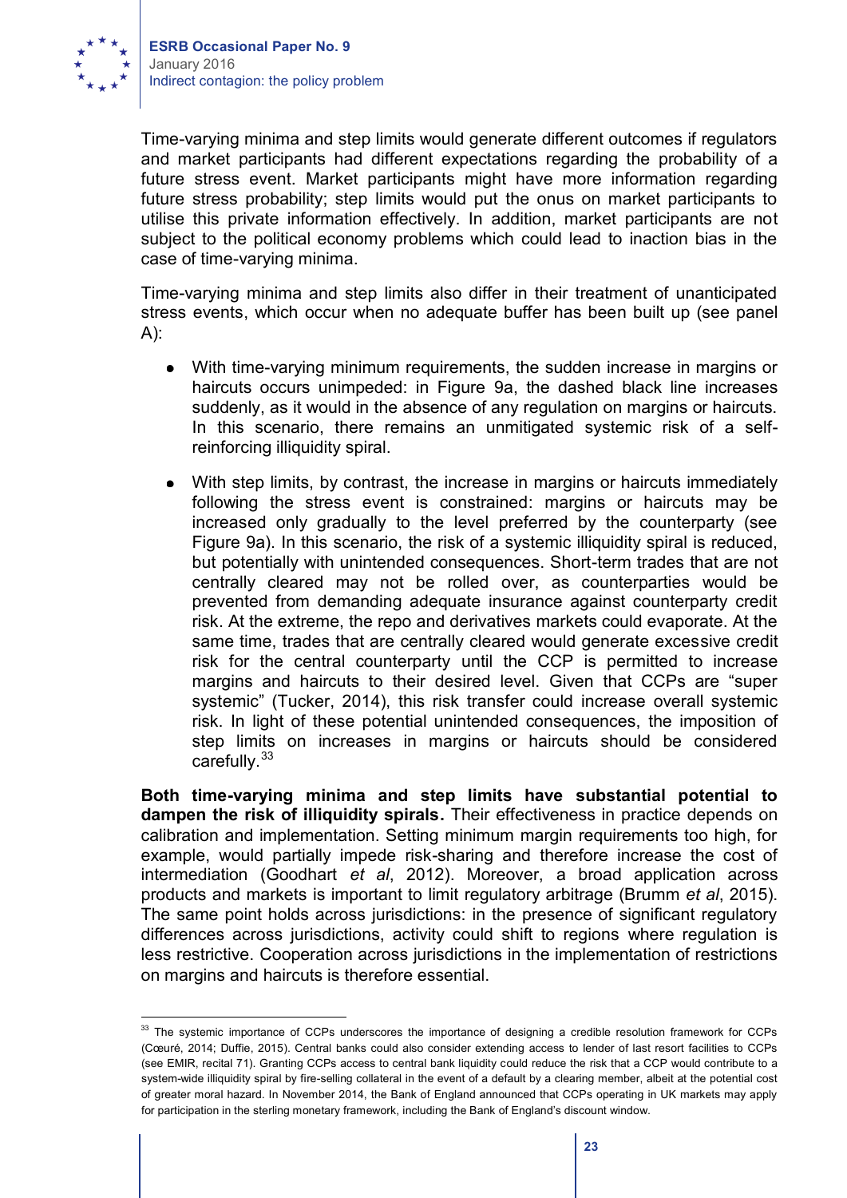Time-varying minima and step limits would generate different outcomes if regulators and market participants had different expectations regarding the probability of a future stress event. Market participants might have more information regarding future stress probability; step limits would put the onus on market participants to utilise this private information effectively. In addition, market participants are not subject to the political economy problems which could lead to inaction bias in the case of time-varying minima.

Time-varying minima and step limits also differ in their treatment of unanticipated stress events, which occur when no adequate buffer has been built up (see panel A):

- With time-varying minimum requirements, the sudden increase in margins or haircuts occurs unimpeded: in Figure 9a, the dashed black line increases suddenly, as it would in the absence of any regulation on margins or haircuts. In this scenario, there remains an unmitigated systemic risk of a self-reinforcing illiquidity spiral.
- With step limits, by contrast, the increase in margins or haircuts immediately following the stress event is constrained: margins or haircuts may be increased only gradually to the level preferred by the counterparty (see Figure 9a). In this scenario, the risk of a systemic illiquidity spiral is reduced, but potentially with unintended consequences. Short-term trades that are not centrally cleared may not be rolled over, as counterparties would be prevented from demanding adequate insurance against counterparty credit risk. At the extreme, the repo and derivatives markets could evaporate. At the same time, trades that are centrally cleared would generate excessive credit risk for the central counterparty until the CCP is permitted to increase margins and haircuts to their desired level. Given that CCPs are "super systemic" (Tucker, 2014), this risk transfer could increase overall systemic risk. In light of these potential unintended consequences, the imposition of step limits on increases in margins or haircuts should be considered carefully.[33]

**Both time-varying minima and step limits have substantial potential to dampen the risk of illiquidity spirals.** Their effectiveness in practice depends on calibration and implementation. Setting minimum margin requirements too high, for example, would partially impede risk-sharing and therefore increase the cost of intermediation (Goodhart *et al*, 2012). Moreover, a broad application across products and markets is important to limit regulatory arbitrage (Brumm *et al*, 2015). The same point holds across jurisdictions: in the presence of significant regulatory differences across jurisdictions, activity could shift to regions where regulation is less restrictive. Cooperation across jurisdictions in the implementation of restrictions on margins and haircuts is therefore essential.

---

[33] The systemic importance of CCPs underscores the importance of designing a credible resolution framework for CCPs (Cœuré, 2014; Duffie, 2015). Central banks could also consider extending access to lender of last resort facilities to CCPs (see EMIR, recital 71). Granting CCPs access to central bank liquidity could reduce the risk that a CCP would contribute to a system-wide illiquidity spiral by fire-selling collateral in the event of a default by a clearing member, albeit at the potential cost of greater moral hazard. In November 2014, the Bank of England announced that CCPs operating in UK markets may apply for participation in the sterling monetary framework, including the Bank of England's discount window.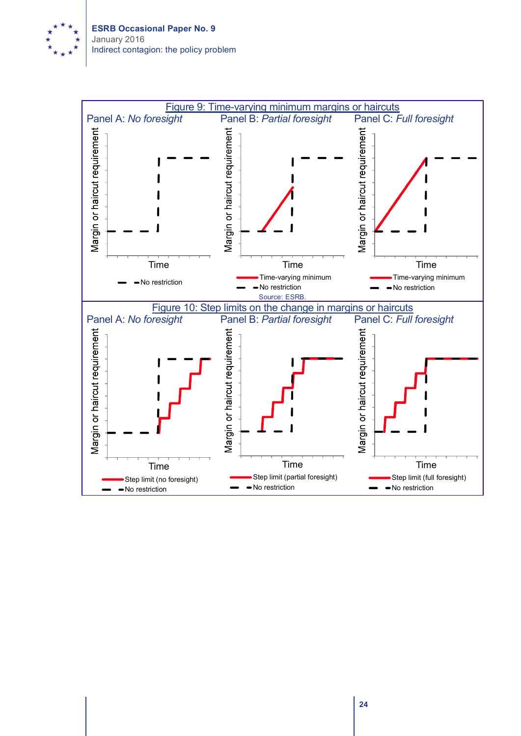Figure 9: Time-varying minimum margins or haircuts

Panel A: *No foresight* — Panel B: *Partial foresight* — Panel C: *Full foresight*

Source: ESRB.

Figure 10: Step limits on the change in margins or haircuts

Panel A: *No foresight* — Panel B: *Partial foresight* — Panel C: *Full foresight*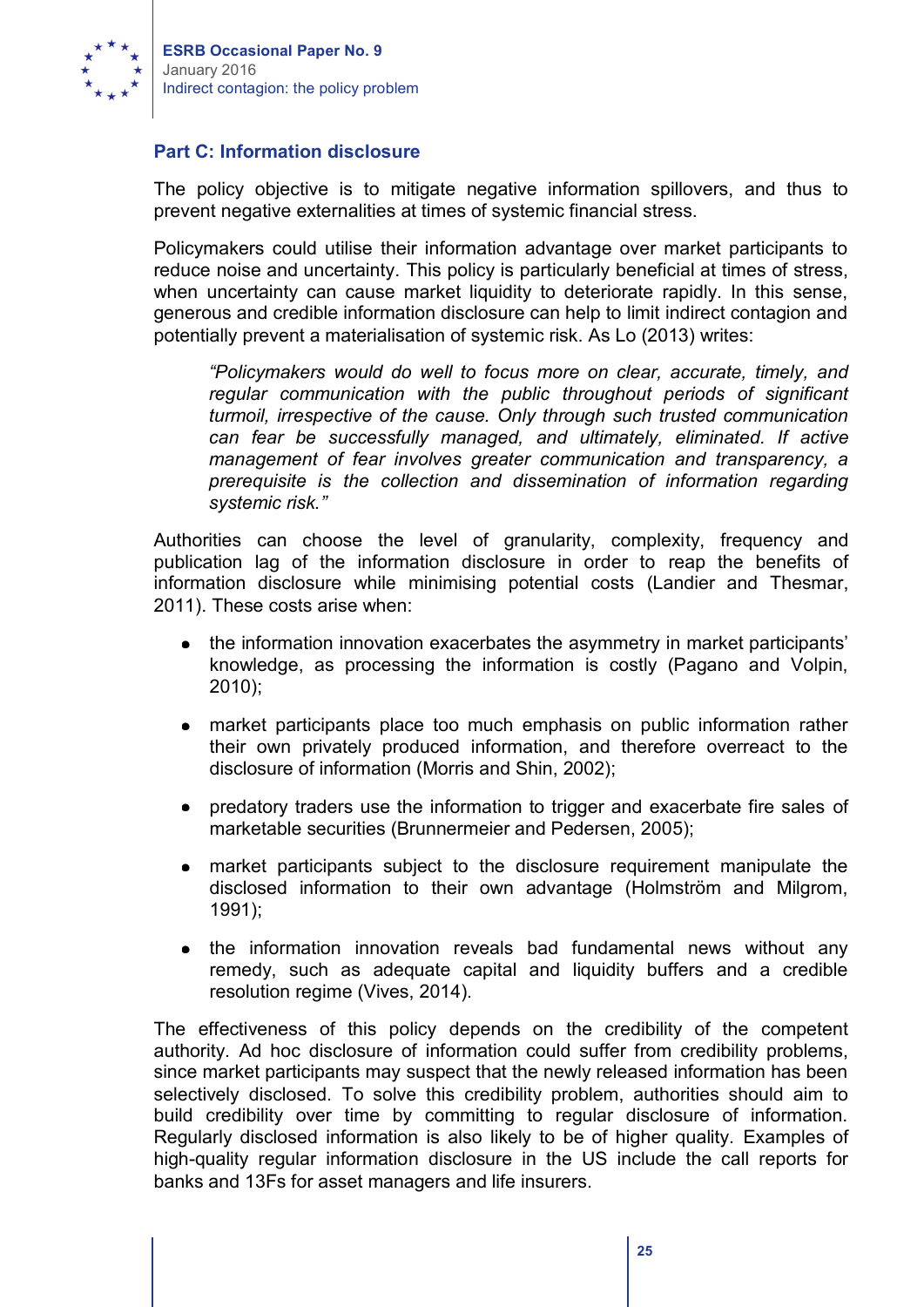### Part C: Information disclosure

The policy objective is to mitigate negative information spillovers, and thus to prevent negative externalities at times of systemic financial stress.

Policymakers could utilise their information advantage over market participants to reduce noise and uncertainty. This policy is particularly beneficial at times of stress, when uncertainty can cause market liquidity to deteriorate rapidly. In this sense, generous and credible information disclosure can help to limit indirect contagion and potentially prevent a materialisation of systemic risk. As Lo (2013) writes:

> *"Policymakers would do well to focus more on clear, accurate, timely, and regular communication with the public throughout periods of significant turmoil, irrespective of the cause. Only through such trusted communication can fear be successfully managed, and ultimately, eliminated. If active management of fear involves greater communication and transparency, a prerequisite is the collection and dissemination of information regarding systemic risk."*

Authorities can choose the level of granularity, complexity, frequency and publication lag of the information disclosure in order to reap the benefits of information disclosure while minimising potential costs (Landier and Thesmar, 2011). These costs arise when:

- the information innovation exacerbates the asymmetry in market participants' knowledge, as processing the information is costly (Pagano and Volpin, 2010);
- market participants place too much emphasis on public information rather their own privately produced information, and therefore overreact to the disclosure of information (Morris and Shin, 2002);
- predatory traders use the information to trigger and exacerbate fire sales of marketable securities (Brunnermeier and Pedersen, 2005);
- market participants subject to the disclosure requirement manipulate the disclosed information to their own advantage (Holmström and Milgrom, 1991);
- the information innovation reveals bad fundamental news without any remedy, such as adequate capital and liquidity buffers and a credible resolution regime (Vives, 2014).

The effectiveness of this policy depends on the credibility of the competent authority. Ad hoc disclosure of information could suffer from credibility problems, since market participants may suspect that the newly released information has been selectively disclosed. To solve this credibility problem, authorities should aim to build credibility over time by committing to regular disclosure of information. Regularly disclosed information is also likely to be of higher quality. Examples of high-quality regular information disclosure in the US include the call reports for banks and 13Fs for asset managers and life insurers.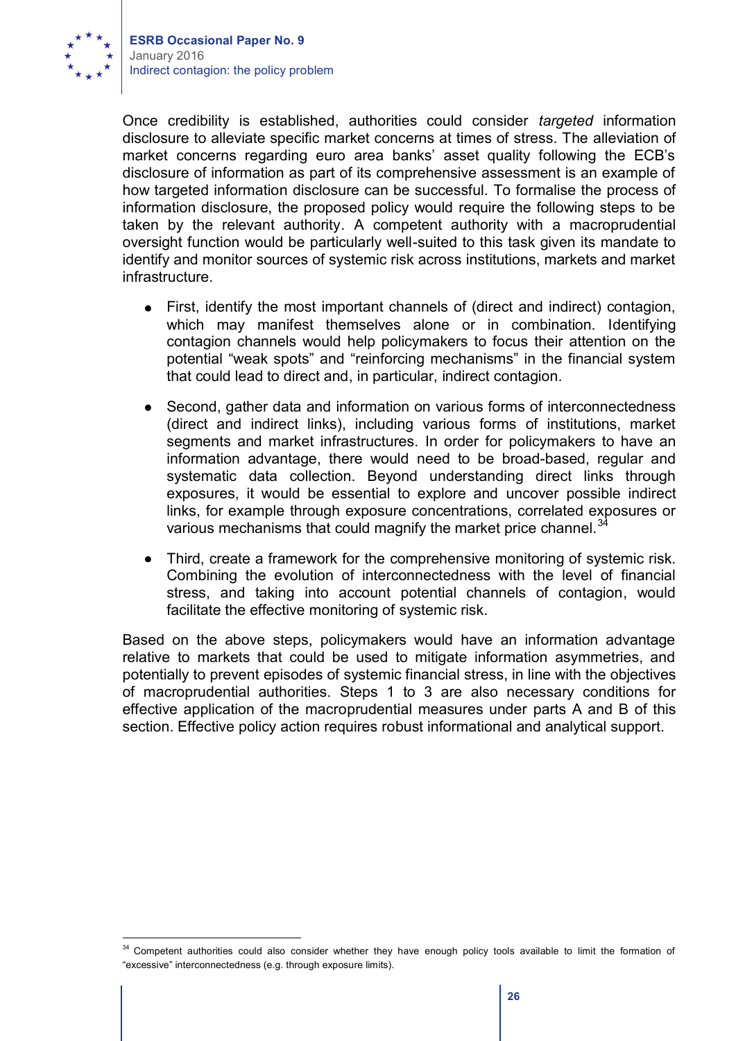Once credibility is established, authorities could consider *targeted* information disclosure to alleviate specific market concerns at times of stress. The alleviation of market concerns regarding euro area banks' asset quality following the ECB's disclosure of information as part of its comprehensive assessment is an example of how targeted information disclosure can be successful. To formalise the process of information disclosure, the proposed policy would require the following steps to be taken by the relevant authority. A competent authority with a macroprudential oversight function would be particularly well-suited to this task given its mandate to identify and monitor sources of systemic risk across institutions, markets and market infrastructure.

- First, identify the most important channels of (direct and indirect) contagion, which may manifest themselves alone or in combination. Identifying contagion channels would help policymakers to focus their attention on the potential "weak spots" and "reinforcing mechanisms" in the financial system that could lead to direct and, in particular, indirect contagion.

- Second, gather data and information on various forms of interconnectedness (direct and indirect links), including various forms of institutions, market segments and market infrastructures. In order for policymakers to have an information advantage, there would need to be broad-based, regular and systematic data collection. Beyond understanding direct links through exposures, it would be essential to explore and uncover possible indirect links, for example through exposure concentrations, correlated exposures or various mechanisms that could magnify the market price channel.[34]

- Third, create a framework for the comprehensive monitoring of systemic risk. Combining the evolution of interconnectedness with the level of financial stress, and taking into account potential channels of contagion, would facilitate the effective monitoring of systemic risk.

Based on the above steps, policymakers would have an information advantage relative to markets that could be used to mitigate information asymmetries, and potentially to prevent episodes of systemic financial stress, in line with the objectives of macroprudential authorities. Steps 1 to 3 are also necessary conditions for effective application of the macroprudential measures under parts A and B of this section. Effective policy action requires robust informational and analytical support.

[34] Competent authorities could also consider whether they have enough policy tools available to limit the formation of "excessive" interconnectedness (e.g. through exposure limits).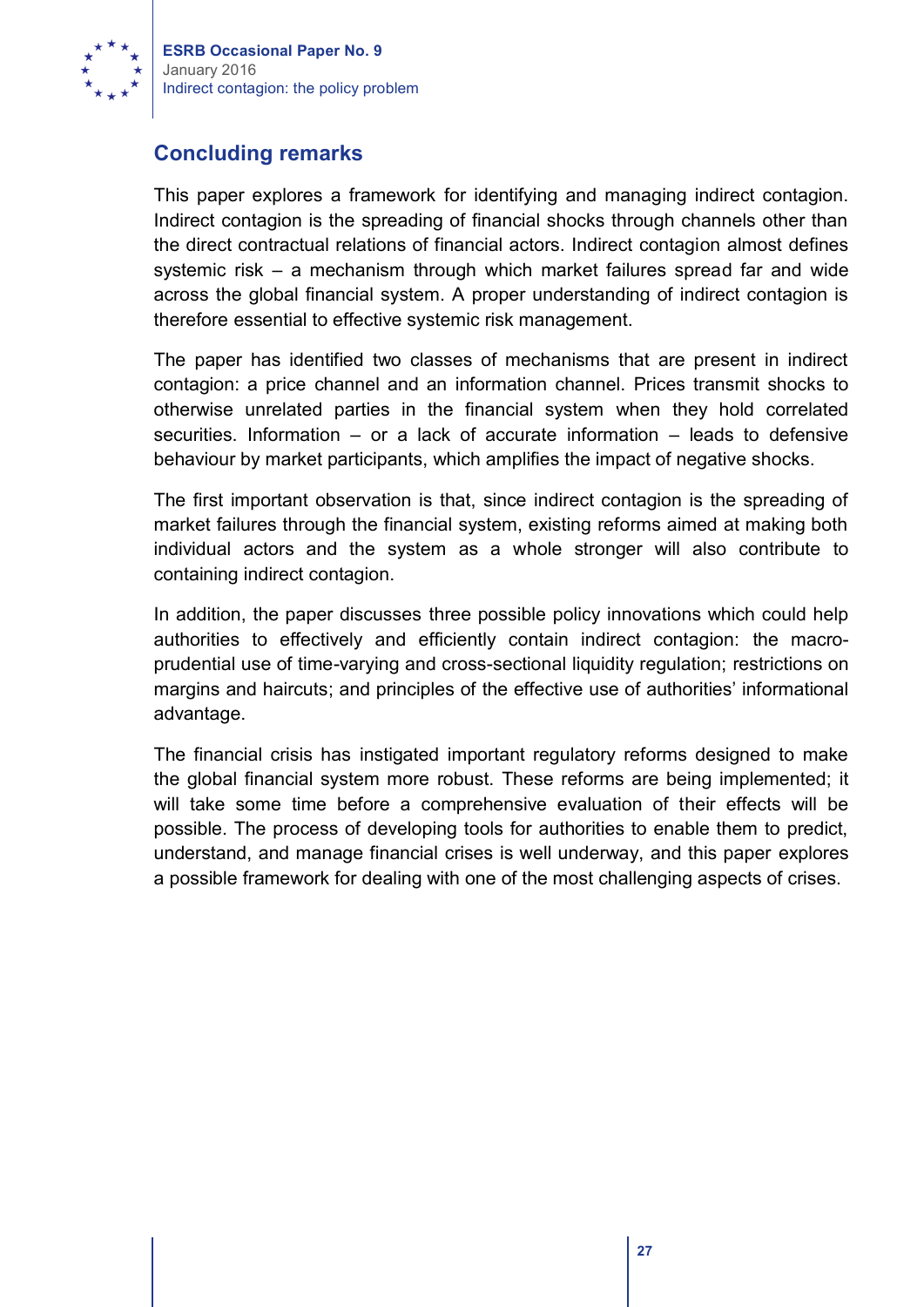## Concluding remarks

This paper explores a framework for identifying and managing indirect contagion. Indirect contagion is the spreading of financial shocks through channels other than the direct contractual relations of financial actors. Indirect contagion almost defines systemic risk – a mechanism through which market failures spread far and wide across the global financial system. A proper understanding of indirect contagion is therefore essential to effective systemic risk management.

The paper has identified two classes of mechanisms that are present in indirect contagion: a price channel and an information channel. Prices transmit shocks to otherwise unrelated parties in the financial system when they hold correlated securities. Information – or a lack of accurate information – leads to defensive behaviour by market participants, which amplifies the impact of negative shocks.

The first important observation is that, since indirect contagion is the spreading of market failures through the financial system, existing reforms aimed at making both individual actors and the system as a whole stronger will also contribute to containing indirect contagion.

In addition, the paper discusses three possible policy innovations which could help authorities to effectively and efficiently contain indirect contagion: the macro-prudential use of time-varying and cross-sectional liquidity regulation; restrictions on margins and haircuts; and principles of the effective use of authorities' informational advantage.

The financial crisis has instigated important regulatory reforms designed to make the global financial system more robust. These reforms are being implemented; it will take some time before a comprehensive evaluation of their effects will be possible. The process of developing tools for authorities to enable them to predict, understand, and manage financial crises is well underway, and this paper explores a possible framework for dealing with one of the most challenging aspects of crises.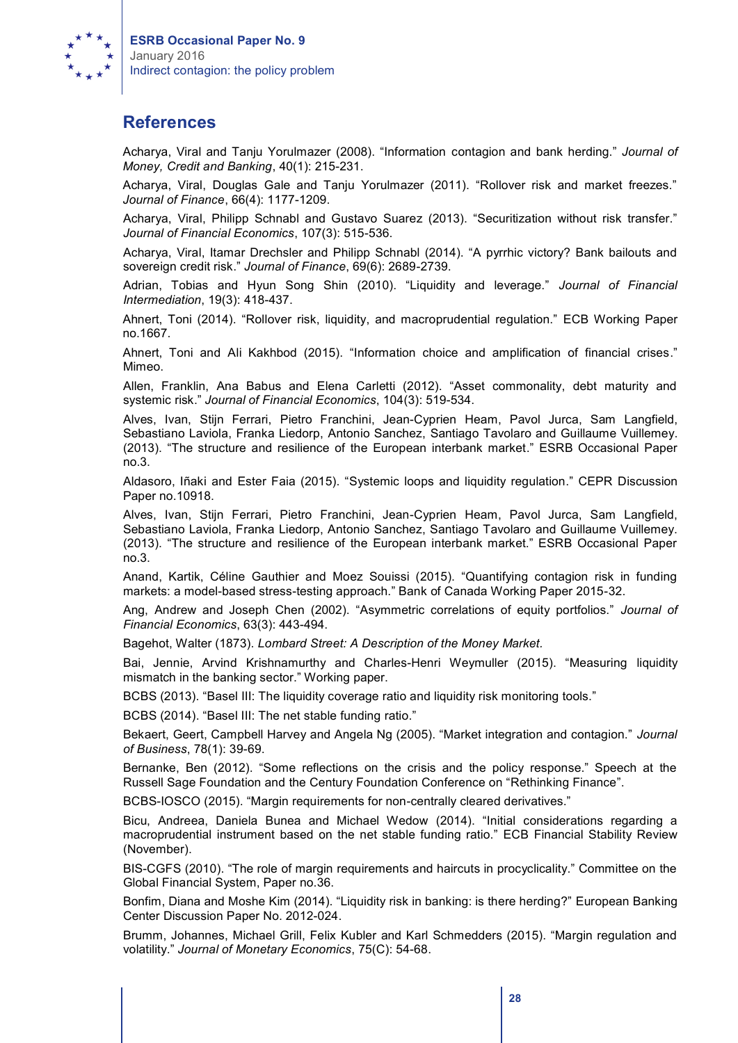## References

Acharya, Viral and Tanju Yorulmazer (2008). "Information contagion and bank herding." *Journal of Money, Credit and Banking*, 40(1): 215-231.

Acharya, Viral, Douglas Gale and Tanju Yorulmazer (2011). "Rollover risk and market freezes." *Journal of Finance*, 66(4): 1177-1209.

Acharya, Viral, Philipp Schnabl and Gustavo Suarez (2013). "Securitization without risk transfer." *Journal of Financial Economics*, 107(3): 515-536.

Acharya, Viral, Itamar Drechsler and Philipp Schnabl (2014). "A pyrrhic victory? Bank bailouts and sovereign credit risk." *Journal of Finance*, 69(6): 2689-2739.

Adrian, Tobias and Hyun Song Shin (2010). "Liquidity and leverage." *Journal of Financial Intermediation*, 19(3): 418-437.

Ahnert, Toni (2014). "Rollover risk, liquidity, and macroprudential regulation." ECB Working Paper no.1667.

Ahnert, Toni and Ali Kakhbod (2015). "Information choice and amplification of financial crises." Mimeo.

Allen, Franklin, Ana Babus and Elena Carletti (2012). "Asset commonality, debt maturity and systemic risk." *Journal of Financial Economics*, 104(3): 519-534.

Alves, Ivan, Stijn Ferrari, Pietro Franchini, Jean-Cyprien Heam, Pavol Jurca, Sam Langfield, Sebastiano Laviola, Franka Liedorp, Antonio Sanchez, Santiago Tavolaro and Guillaume Vuillemey. (2013). "The structure and resilience of the European interbank market." ESRB Occasional Paper no.3.

Aldasoro, Iñaki and Ester Faia (2015). "Systemic loops and liquidity regulation." CEPR Discussion Paper no.10918.

Alves, Ivan, Stijn Ferrari, Pietro Franchini, Jean-Cyprien Heam, Pavol Jurca, Sam Langfield, Sebastiano Laviola, Franka Liedorp, Antonio Sanchez, Santiago Tavolaro and Guillaume Vuillemey. (2013). "The structure and resilience of the European interbank market." ESRB Occasional Paper no.3.

Anand, Kartik, Céline Gauthier and Moez Souissi (2015). "Quantifying contagion risk in funding markets: a model-based stress-testing approach." Bank of Canada Working Paper 2015-32.

Ang, Andrew and Joseph Chen (2002). "Asymmetric correlations of equity portfolios." *Journal of Financial Economics*, 63(3): 443-494.

Bagehot, Walter (1873). *Lombard Street: A Description of the Money Market.*

Bai, Jennie, Arvind Krishnamurthy and Charles-Henri Weymuller (2015). "Measuring liquidity mismatch in the banking sector." Working paper.

BCBS (2013). "Basel III: The liquidity coverage ratio and liquidity risk monitoring tools."

BCBS (2014). "Basel III: The net stable funding ratio."

Bekaert, Geert, Campbell Harvey and Angela Ng (2005). "Market integration and contagion." *Journal of Business*, 78(1): 39-69.

Bernanke, Ben (2012). "Some reflections on the crisis and the policy response." Speech at the Russell Sage Foundation and the Century Foundation Conference on "Rethinking Finance".

BCBS-IOSCO (2015). "Margin requirements for non-centrally cleared derivatives."

Bicu, Andreea, Daniela Bunea and Michael Wedow (2014). "Initial considerations regarding a macroprudential instrument based on the net stable funding ratio." ECB Financial Stability Review (November).

BIS-CGFS (2010). "The role of margin requirements and haircuts in procyclicality." Committee on the Global Financial System, Paper no.36.

Bonfim, Diana and Moshe Kim (2014). "Liquidity risk in banking: is there herding?" European Banking Center Discussion Paper No. 2012-024.

Brumm, Johannes, Michael Grill, Felix Kubler and Karl Schmedders (2015). "Margin regulation and volatility." *Journal of Monetary Economics*, 75(C): 54-68.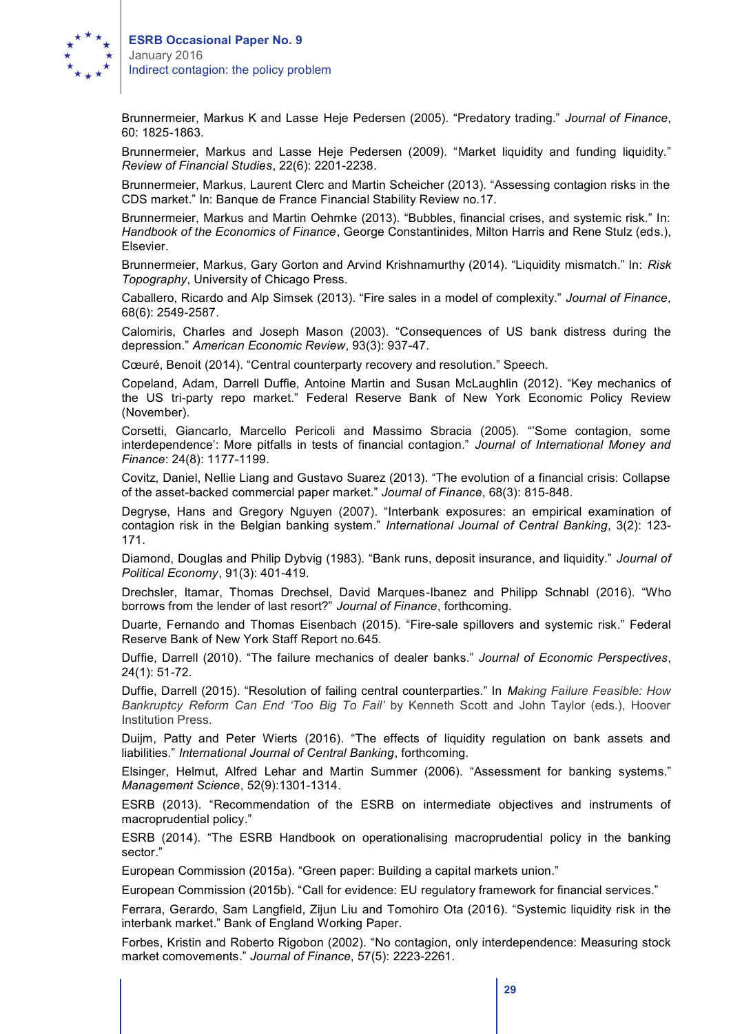Brunnermeier, Markus K and Lasse Heje Pedersen (2005). “Predatory trading.” *Journal of Finance*, 60: 1825-1863.

Brunnermeier, Markus and Lasse Heje Pedersen (2009). “Market liquidity and funding liquidity.” *Review of Financial Studies*, 22(6): 2201-2238.

Brunnermeier, Markus, Laurent Clerc and Martin Scheicher (2013). “Assessing contagion risks in the CDS market.” In: Banque de France Financial Stability Review no.17.

Brunnermeier, Markus and Martin Oehmke (2013). “Bubbles, financial crises, and systemic risk.” In: *Handbook of the Economics of Finance*, George Constantinides, Milton Harris and Rene Stulz (eds.), Elsevier.

Brunnermeier, Markus, Gary Gorton and Arvind Krishnamurthy (2014). “Liquidity mismatch.” In: *Risk Topography*, University of Chicago Press.

Caballero, Ricardo and Alp Simsek (2013). “Fire sales in a model of complexity.” *Journal of Finance*, 68(6): 2549-2587.

Calomiris, Charles and Joseph Mason (2003). “Consequences of US bank distress during the depression.” *American Economic Review*, 93(3): 937-47.

Cœuré, Benoit (2014). “Central counterparty recovery and resolution.” Speech.

Copeland, Adam, Darrell Duffie, Antoine Martin and Susan McLaughlin (2012). “Key mechanics of the US tri-party repo market.” Federal Reserve Bank of New York Economic Policy Review (November).

Corsetti, Giancarlo, Marcello Pericoli and Massimo Sbracia (2005). “‘Some contagion, some interdependence’: More pitfalls in tests of financial contagion.” *Journal of International Money and Finance*: 24(8): 1177-1199.

Covitz, Daniel, Nellie Liang and Gustavo Suarez (2013). “The evolution of a financial crisis: Collapse of the asset-backed commercial paper market.” *Journal of Finance*, 68(3): 815-848.

Degryse, Hans and Gregory Nguyen (2007). “Interbank exposures: an empirical examination of contagion risk in the Belgian banking system.” *International Journal of Central Banking*, 3(2): 123-171.

Diamond, Douglas and Philip Dybvig (1983). “Bank runs, deposit insurance, and liquidity.” *Journal of Political Economy*, 91(3): 401-419.

Drechsler, Itamar, Thomas Drechsel, David Marques-Ibanez and Philipp Schnabl (2016). “Who borrows from the lender of last resort?” *Journal of Finance*, forthcoming.

Duarte, Fernando and Thomas Eisenbach (2015). “Fire-sale spillovers and systemic risk.” Federal Reserve Bank of New York Staff Report no.645.

Duffie, Darrell (2010). “The failure mechanics of dealer banks.” *Journal of Economic Perspectives*, 24(1): 51-72.

Duffie, Darrell (2015). “Resolution of failing central counterparties.” In *Making Failure Feasible: How Bankruptcy Reform Can End ‘Too Big To Fail’* by Kenneth Scott and John Taylor (eds.), Hoover Institution Press.

Duijm, Patty and Peter Wierts (2016). “The effects of liquidity regulation on bank assets and liabilities.” *International Journal of Central Banking*, forthcoming.

Elsinger, Helmut, Alfred Lehar and Martin Summer (2006). “Assessment for banking systems.” *Management Science*, 52(9):1301-1314.

ESRB (2013). “Recommendation of the ESRB on intermediate objectives and instruments of macroprudential policy.”

ESRB (2014). “The ESRB Handbook on operationalising macroprudential policy in the banking sector.”

European Commission (2015a). “Green paper: Building a capital markets union.”

European Commission (2015b). “Call for evidence: EU regulatory framework for financial services.”

Ferrara, Gerardo, Sam Langfield, Zijun Liu and Tomohiro Ota (2016). “Systemic liquidity risk in the interbank market.” Bank of England Working Paper.

Forbes, Kristin and Roberto Rigobon (2002). “No contagion, only interdependence: Measuring stock market comovements.” *Journal of Finance*, 57(5): 2223-2261.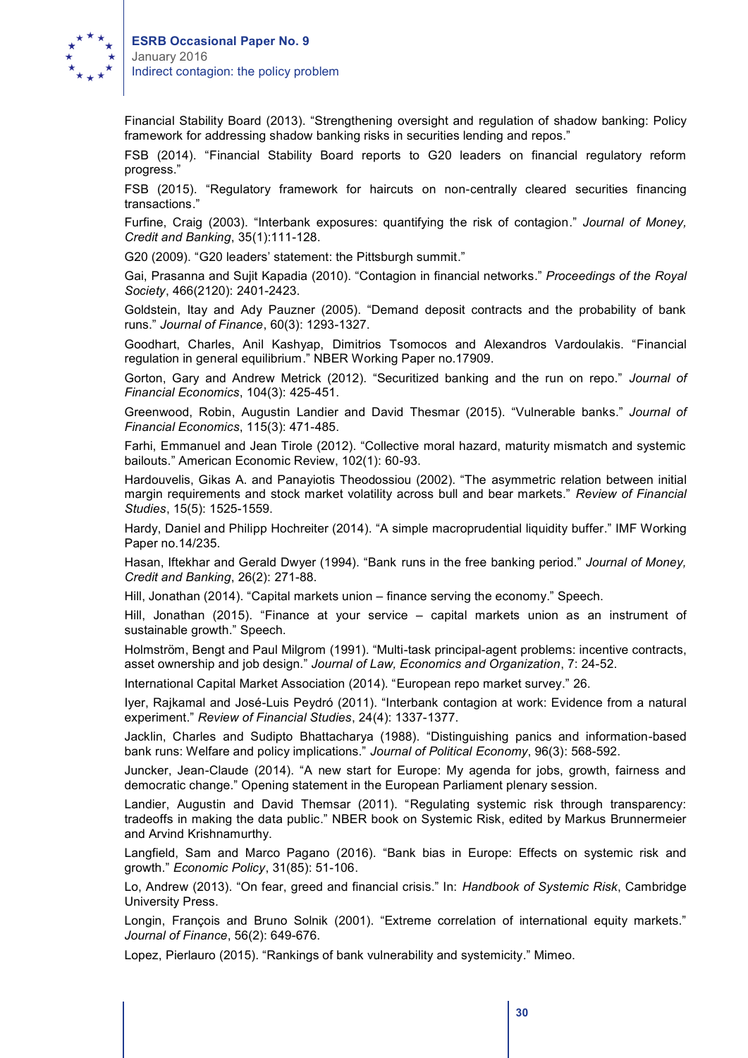Financial Stability Board (2013). “Strengthening oversight and regulation of shadow banking: Policy framework for addressing shadow banking risks in securities lending and repos.”

FSB (2014). “Financial Stability Board reports to G20 leaders on financial regulatory reform progress.”

FSB (2015). “Regulatory framework for haircuts on non-centrally cleared securities financing transactions.”

Furfine, Craig (2003). “Interbank exposures: quantifying the risk of contagion.” *Journal of Money, Credit and Banking*, 35(1):111-128.

G20 (2009). “G20 leaders’ statement: the Pittsburgh summit.”

Gai, Prasanna and Sujit Kapadia (2010). “Contagion in financial networks.” *Proceedings of the Royal Society*, 466(2120): 2401-2423.

Goldstein, Itay and Ady Pauzner (2005). “Demand deposit contracts and the probability of bank runs.” *Journal of Finance*, 60(3): 1293-1327.

Goodhart, Charles, Anil Kashyap, Dimitrios Tsomocos and Alexandros Vardoulakis. “Financial regulation in general equilibrium.” NBER Working Paper no.17909.

Gorton, Gary and Andrew Metrick (2012). “Securitized banking and the run on repo.” *Journal of Financial Economics*, 104(3): 425-451.

Greenwood, Robin, Augustin Landier and David Thesmar (2015). “Vulnerable banks.” *Journal of Financial Economics*, 115(3): 471-485.

Farhi, Emmanuel and Jean Tirole (2012). “Collective moral hazard, maturity mismatch and systemic bailouts.” American Economic Review, 102(1): 60-93.

Hardouvelis, Gikas A. and Panayiotis Theodossiou (2002). “The asymmetric relation between initial margin requirements and stock market volatility across bull and bear markets.” *Review of Financial Studies*, 15(5): 1525-1559.

Hardy, Daniel and Philipp Hochreiter (2014). “A simple macroprudential liquidity buffer.” IMF Working Paper no.14/235.

Hasan, Iftekhar and Gerald Dwyer (1994). “Bank runs in the free banking period.” *Journal of Money, Credit and Banking*, 26(2): 271-88.

Hill, Jonathan (2014). “Capital markets union – finance serving the economy.” Speech.

Hill, Jonathan (2015). “Finance at your service – capital markets union as an instrument of sustainable growth.” Speech.

Holmström, Bengt and Paul Milgrom (1991). “Multi-task principal-agent problems: incentive contracts, asset ownership and job design.” *Journal of Law, Economics and Organization*, 7: 24-52.

International Capital Market Association (2014). “European repo market survey.” 26.

Iyer, Rajkamal and José-Luis Peydró (2011). “Interbank contagion at work: Evidence from a natural experiment.” *Review of Financial Studies*, 24(4): 1337-1377.

Jacklin, Charles and Sudipto Bhattacharya (1988). “Distinguishing panics and information-based bank runs: Welfare and policy implications.” *Journal of Political Economy*, 96(3): 568-592.

Juncker, Jean-Claude (2014). “A new start for Europe: My agenda for jobs, growth, fairness and democratic change.” Opening statement in the European Parliament plenary session.

Landier, Augustin and David Themsar (2011). “Regulating systemic risk through transparency: tradeoffs in making the data public.” NBER book on Systemic Risk, edited by Markus Brunnermeier and Arvind Krishnamurthy.

Langfield, Sam and Marco Pagano (2016). “Bank bias in Europe: Effects on systemic risk and growth.” *Economic Policy*, 31(85): 51-106.

Lo, Andrew (2013). “On fear, greed and financial crisis.” In: *Handbook of Systemic Risk*, Cambridge University Press.

Longin, François and Bruno Solnik (2001). “Extreme correlation of international equity markets.” *Journal of Finance*, 56(2): 649-676.

Lopez, Pierlauro (2015). “Rankings of bank vulnerability and systemicity.” Mimeo.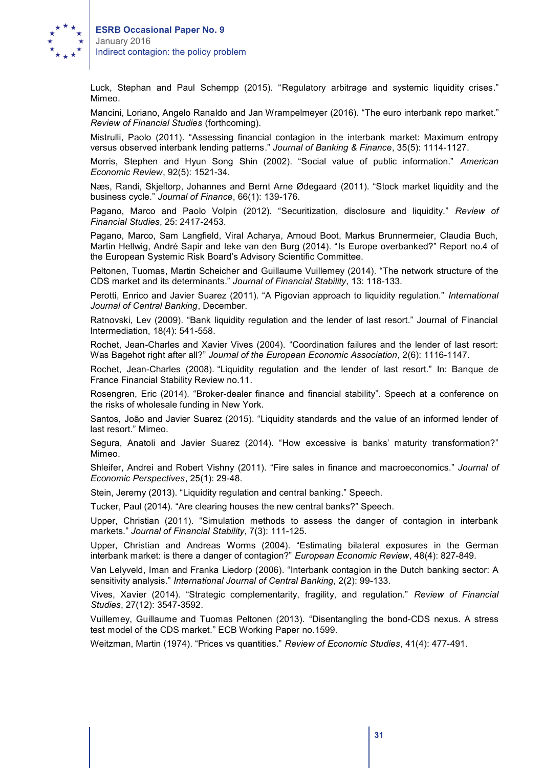Luck, Stephan and Paul Schempp (2015). “Regulatory arbitrage and systemic liquidity crises.” Mimeo.

Mancini, Loriano, Angelo Ranaldo and Jan Wrampelmeyer (2016). “The euro interbank repo market.” *Review of Financial Studies* (forthcoming).

Mistrulli, Paolo (2011). “Assessing financial contagion in the interbank market: Maximum entropy versus observed interbank lending patterns.” *Journal of Banking & Finance*, 35(5): 1114-1127.

Morris, Stephen and Hyun Song Shin (2002). “Social value of public information.” *American Economic Review*, 92(5): 1521-34.

Næs, Randi, Skjeltorp, Johannes and Bernt Arne Ødegaard (2011). “Stock market liquidity and the business cycle.” *Journal of Finance*, 66(1): 139-176.

Pagano, Marco and Paolo Volpin (2012). “Securitization, disclosure and liquidity.” *Review of Financial Studies*, 25: 2417-2453.

Pagano, Marco, Sam Langfield, Viral Acharya, Arnoud Boot, Markus Brunnermeier, Claudia Buch, Martin Hellwig, André Sapir and Ieke van den Burg (2014). “Is Europe overbanked?” Report no.4 of the European Systemic Risk Board’s Advisory Scientific Committee.

Peltonen, Tuomas, Martin Scheicher and Guillaume Vuillemey (2014). “The network structure of the CDS market and its determinants.” *Journal of Financial Stability*, 13: 118-133.

Perotti, Enrico and Javier Suarez (2011). “A Pigovian approach to liquidity regulation.” *International Journal of Central Banking*, December.

Ratnovski, Lev (2009). “Bank liquidity regulation and the lender of last resort.” Journal of Financial Intermediation, 18(4): 541-558.

Rochet, Jean-Charles and Xavier Vives (2004). “Coordination failures and the lender of last resort: Was Bagehot right after all?” *Journal of the European Economic Association*, 2(6): 1116-1147.

Rochet, Jean-Charles (2008). “Liquidity regulation and the lender of last resort.” In: Banque de France Financial Stability Review no.11.

Rosengren, Eric (2014). “Broker-dealer finance and financial stability”. Speech at a conference on the risks of wholesale funding in New York.

Santos, João and Javier Suarez (2015). “Liquidity standards and the value of an informed lender of last resort.” Mimeo.

Segura, Anatoli and Javier Suarez (2014). “How excessive is banks’ maturity transformation?” Mimeo.

Shleifer, Andrei and Robert Vishny (2011). “Fire sales in finance and macroeconomics.” *Journal of Economic Perspectives*, 25(1): 29-48.

Stein, Jeremy (2013). “Liquidity regulation and central banking.” Speech.

Tucker, Paul (2014). “Are clearing houses the new central banks?” Speech.

Upper, Christian (2011). “Simulation methods to assess the danger of contagion in interbank markets.” *Journal of Financial Stability*, 7(3): 111-125.

Upper, Christian and Andreas Worms (2004). “Estimating bilateral exposures in the German interbank market: is there a danger of contagion?” *European Economic Review*, 48(4): 827-849.

Van Lelyveld, Iman and Franka Liedorp (2006). “Interbank contagion in the Dutch banking sector: A sensitivity analysis.” *International Journal of Central Banking*, 2(2): 99-133.

Vives, Xavier (2014). “Strategic complementarity, fragility, and regulation.” *Review of Financial Studies*, 27(12): 3547-3592.

Vuillemey, Guillaume and Tuomas Peltonen (2013). “Disentangling the bond-CDS nexus. A stress test model of the CDS market.” ECB Working Paper no.1599.

Weitzman, Martin (1974). “Prices vs quantities.” *Review of Economic Studies*, 41(4): 477-491.